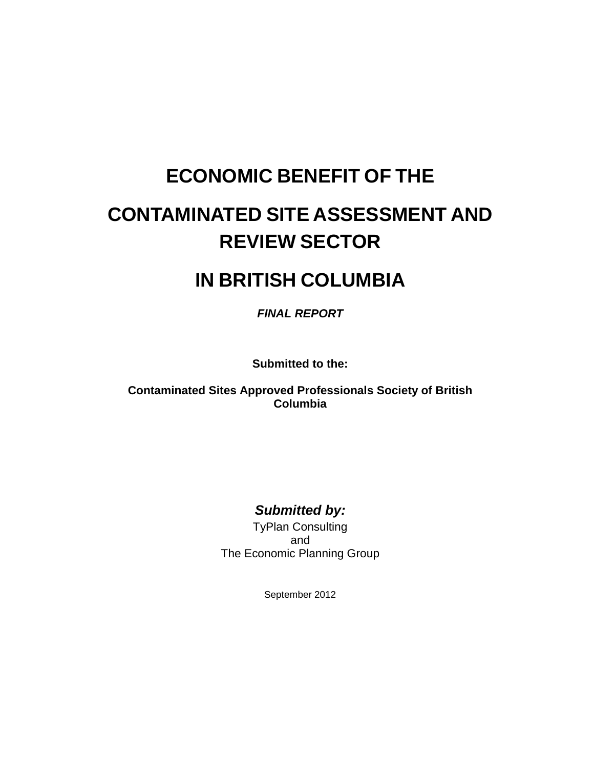# ECONOMIC BENEFIT OF THE

# CONTAMINATED SITE ASSESSMENT AND REVIEW SECTOR

# IN BRITISH COLUMBIA

***FINAL REPORT***

**Submitted to the:**

**Contaminated Sites Approved Professionals Society of British Columbia**

***Submitted by:***

TyPlan Consulting
and
The Economic Planning Group

September 2012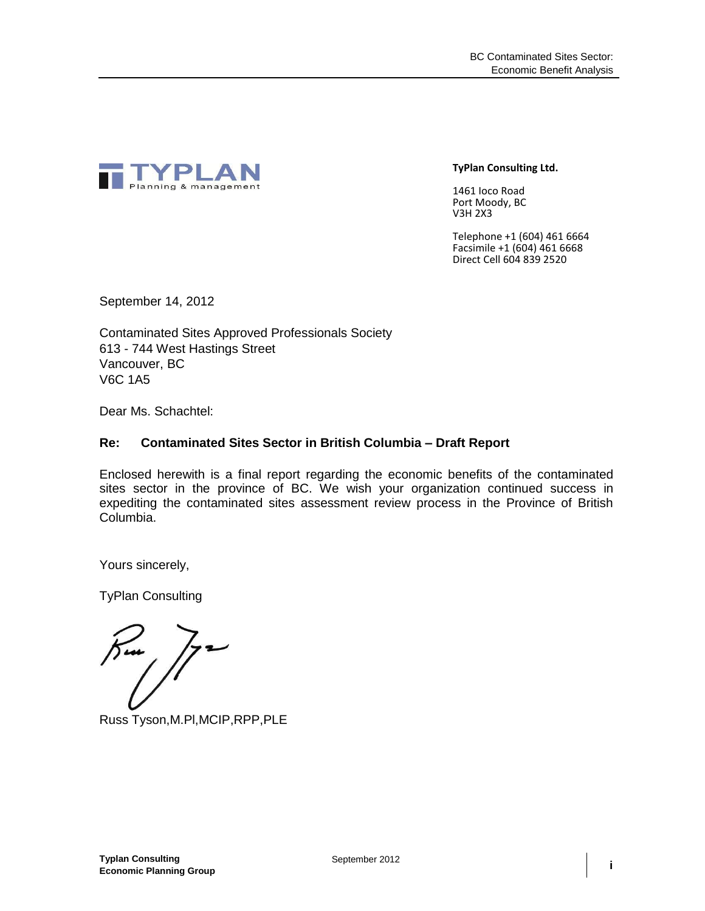**TyPlan Consulting Ltd.**

1461 Ioco Road
Port Moody, BC
V3H 2X3

Telephone +1 (604) 461 6664
Facsimile +1 (604) 461 6668
Direct Cell 604 839 2520

September 14, 2012

Contaminated Sites Approved Professionals Society
613 - 744 West Hastings Street
Vancouver, BC
V6C 1A5

Dear Ms. Schachtel:

**Re: Contaminated Sites Sector in British Columbia – Draft Report**

Enclosed herewith is a final report regarding the economic benefits of the contaminated sites sector in the province of BC. We wish your organization continued success in expediting the contaminated sites assessment review process in the Province of British Columbia.

Yours sincerely,

TyPlan Consulting

Russ Tyson,M.Pl,MCIP,RPP,PLE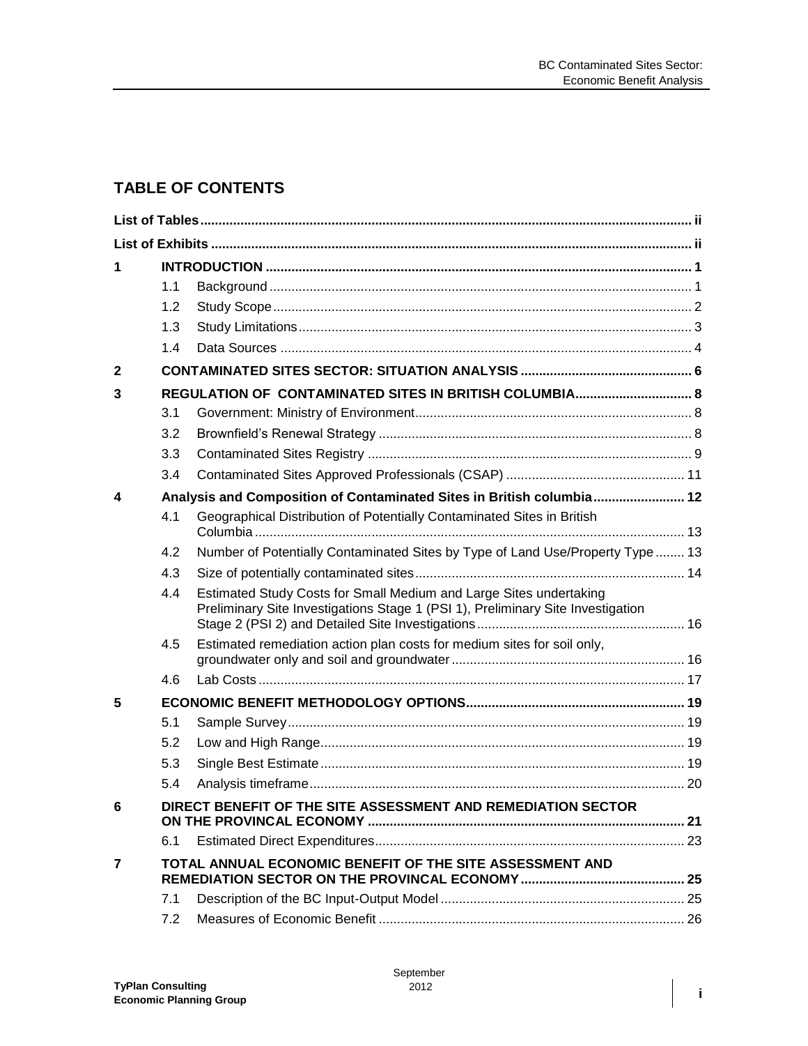## TABLE OF CONTENTS

**List of Tables** ..... ii

**List of Exhibits** ..... ii

**1 INTRODUCTION** ..... 1

- 1.1 Background ..... 1
- 1.2 Study Scope ..... 2
- 1.3 Study Limitations ..... 3
- 1.4 Data Sources ..... 4

**2 CONTAMINATED SITES SECTOR: SITUATION ANALYSIS** ..... 6

**3 REGULATION OF CONTAMINATED SITES IN BRITISH COLUMBIA** ..... 8

- 3.1 Government: Ministry of Environment ..... 8
- 3.2 Brownfield's Renewal Strategy ..... 8
- 3.3 Contaminated Sites Registry ..... 9
- 3.4 Contaminated Sites Approved Professionals (CSAP) ..... 11

**4 Analysis and Composition of Contaminated Sites in British columbia** ..... 12

- 4.1 Geographical Distribution of Potentially Contaminated Sites in British Columbia ..... 13
- 4.2 Number of Potentially Contaminated Sites by Type of Land Use/Property Type ..... 13
- 4.3 Size of potentially contaminated sites ..... 14
- 4.4 Estimated Study Costs for Small Medium and Large Sites undertaking Preliminary Site Investigations Stage 1 (PSI 1), Preliminary Site Investigation Stage 2 (PSI 2) and Detailed Site Investigations ..... 16
- 4.5 Estimated remediation action plan costs for medium sites for soil only, groundwater only and soil and groundwater ..... 16
- 4.6 Lab Costs ..... 17

**5 ECONOMIC BENEFIT METHODOLOGY OPTIONS** ..... 19

- 5.1 Sample Survey ..... 19
- 5.2 Low and High Range ..... 19
- 5.3 Single Best Estimate ..... 19
- 5.4 Analysis timeframe ..... 20

**6 DIRECT BENEFIT OF THE SITE ASSESSMENT AND REMEDIATION SECTOR ON THE PROVINCAL ECONOMY** ..... 21

- 6.1 Estimated Direct Expenditures ..... 23

**7 TOTAL ANNUAL ECONOMIC BENEFIT OF THE SITE ASSESSMENT AND REMEDIATION SECTOR ON THE PROVINCAL ECONOMY** ..... 25

- 7.1 Description of the BC Input-Output Model ..... 25
- 7.2 Measures of Economic Benefit ..... 26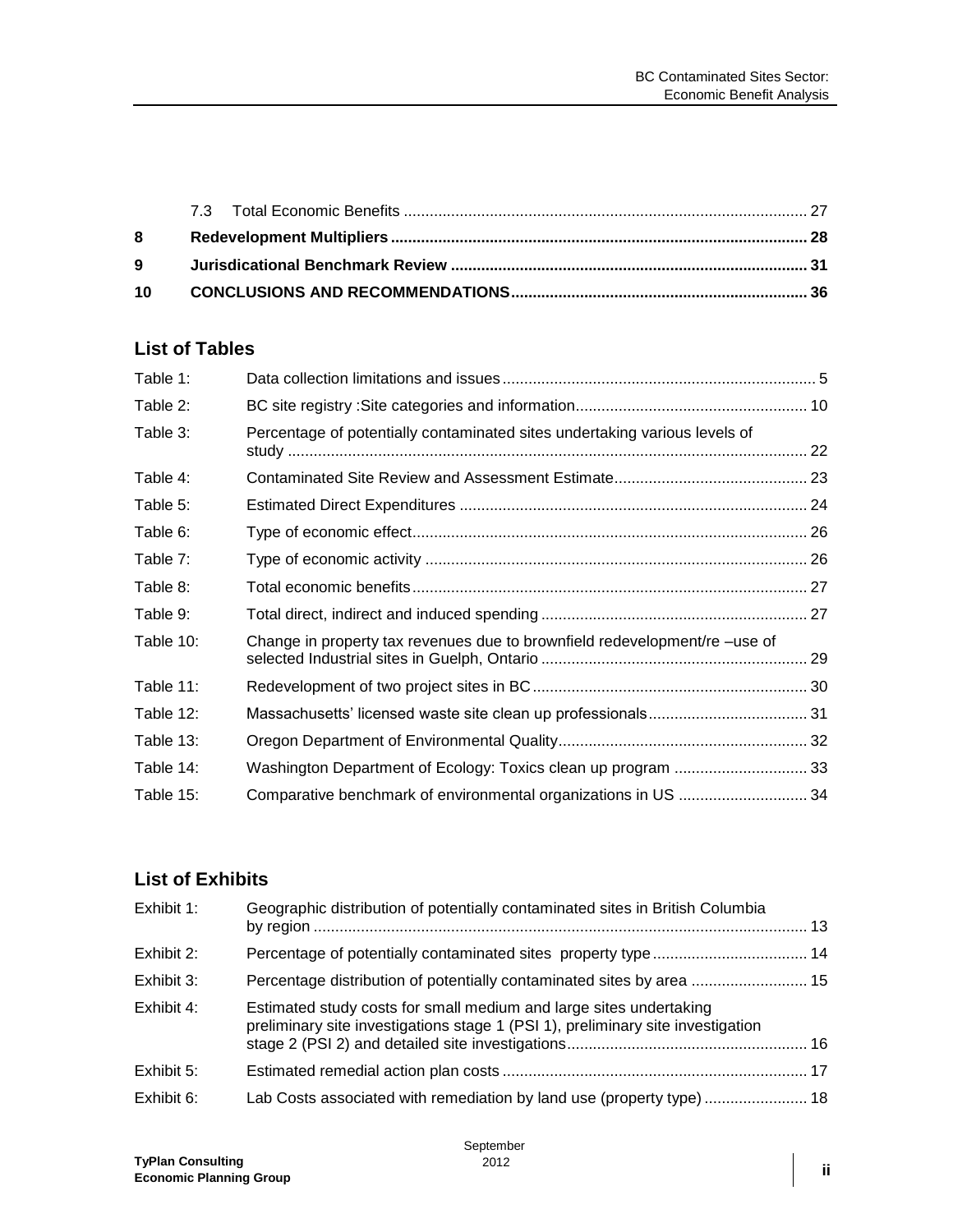|  |  |  |
|---|---|---|
| | 7.3 Total Economic Benefits | 27 |
| **8** | **Redevelopment Multipliers** | **28** |
| **9** | **Jurisdicational Benchmark Review** | **31** |
| **10** | **CONCLUSIONS AND RECOMMENDATIONS** | **36** |

## List of Tables

| | | |
|---|---|---|
| Table 1: | Data collection limitations and issues | 5 |
| Table 2: | BC site registry :Site categories and information | 10 |
| Table 3: | Percentage of potentially contaminated sites undertaking various levels of study | 22 |
| Table 4: | Contaminated Site Review and Assessment Estimate | 23 |
| Table 5: | Estimated Direct Expenditures | 24 |
| Table 6: | Type of economic effect | 26 |
| Table 7: | Type of economic activity | 26 |
| Table 8: | Total economic benefits | 27 |
| Table 9: | Total direct, indirect and induced spending | 27 |
| Table 10: | Change in property tax revenues due to brownfield redevelopment/re –use of selected Industrial sites in Guelph, Ontario | 29 |
| Table 11: | Redevelopment of two project sites in BC | 30 |
| Table 12: | Massachusetts' licensed waste site clean up professionals | 31 |
| Table 13: | Oregon Department of Environmental Quality | 32 |
| Table 14: | Washington Department of Ecology: Toxics clean up program | 33 |
| Table 15: | Comparative benchmark of environmental organizations in US | 34 |

## List of Exhibits

| | | |
|---|---|---|
| Exhibit 1: | Geographic distribution of potentially contaminated sites in British Columbia by region | 13 |
| Exhibit 2: | Percentage of potentially contaminated sites property type | 14 |
| Exhibit 3: | Percentage distribution of potentially contaminated sites by area | 15 |
| Exhibit 4: | Estimated study costs for small medium and large sites undertaking preliminary site investigations stage 1 (PSI 1), preliminary site investigation stage 2 (PSI 2) and detailed site investigations | 16 |
| Exhibit 5: | Estimated remedial action plan costs | 17 |
| Exhibit 6: | Lab Costs associated with remediation by land use (property type) | 18 |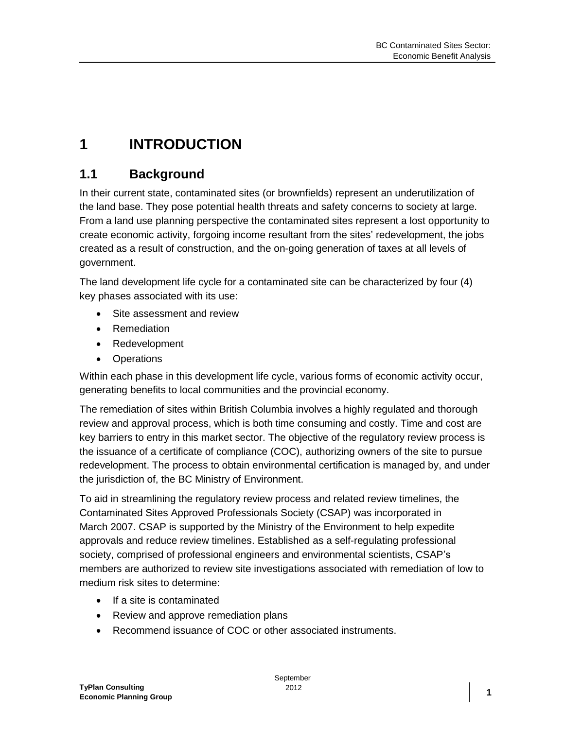# 1 INTRODUCTION

## 1.1 Background

In their current state, contaminated sites (or brownfields) represent an underutilization of the land base. They pose potential health threats and safety concerns to society at large. From a land use planning perspective the contaminated sites represent a lost opportunity to create economic activity, forgoing income resultant from the sites' redevelopment, the jobs created as a result of construction, and the on-going generation of taxes at all levels of government.

The land development life cycle for a contaminated site can be characterized by four (4) key phases associated with its use:

- Site assessment and review
- Remediation
- Redevelopment
- Operations

Within each phase in this development life cycle, various forms of economic activity occur, generating benefits to local communities and the provincial economy.

The remediation of sites within British Columbia involves a highly regulated and thorough review and approval process, which is both time consuming and costly. Time and cost are key barriers to entry in this market sector. The objective of the regulatory review process is the issuance of a certificate of compliance (COC), authorizing owners of the site to pursue redevelopment. The process to obtain environmental certification is managed by, and under the jurisdiction of, the BC Ministry of Environment.

To aid in streamlining the regulatory review process and related review timelines, the Contaminated Sites Approved Professionals Society (CSAP) was incorporated in March 2007. CSAP is supported by the Ministry of the Environment to help expedite approvals and reduce review timelines. Established as a self-regulating professional society, comprised of professional engineers and environmental scientists, CSAP's members are authorized to review site investigations associated with remediation of low to medium risk sites to determine:

- If a site is contaminated
- Review and approve remediation plans
- Recommend issuance of COC or other associated instruments.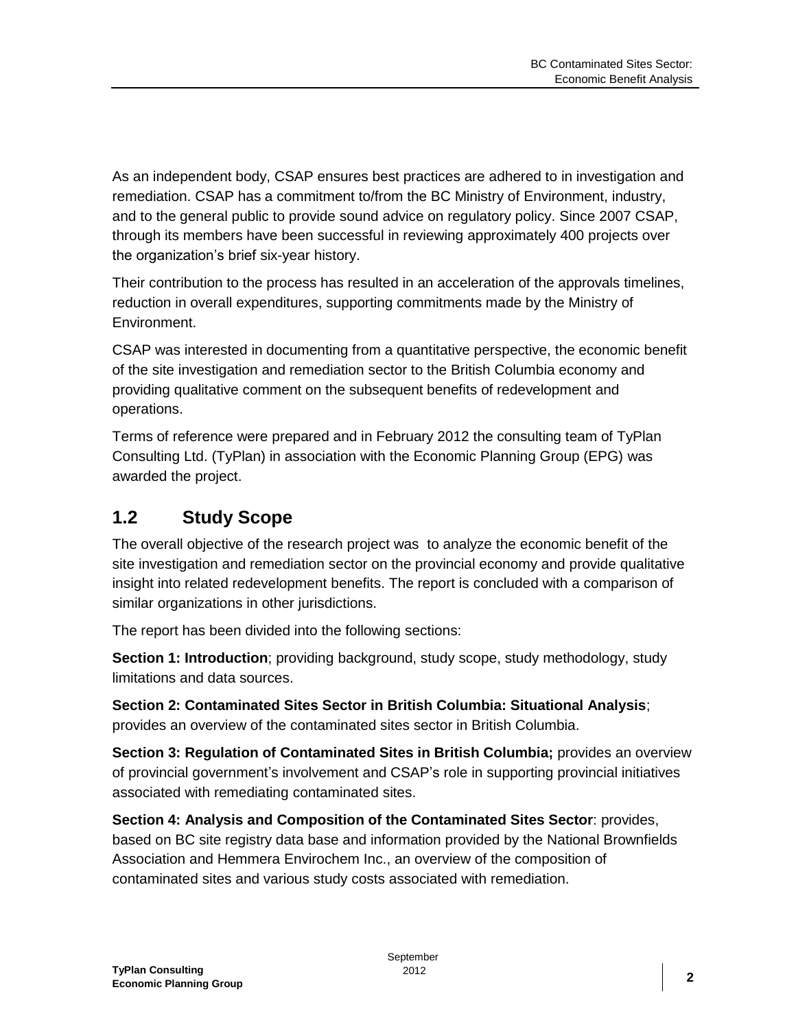As an independent body, CSAP ensures best practices are adhered to in investigation and remediation. CSAP has a commitment to/from the BC Ministry of Environment, industry, and to the general public to provide sound advice on regulatory policy. Since 2007 CSAP, through its members have been successful in reviewing approximately 400 projects over the organization's brief six-year history.

Their contribution to the process has resulted in an acceleration of the approvals timelines, reduction in overall expenditures, supporting commitments made by the Ministry of Environment.

CSAP was interested in documenting from a quantitative perspective, the economic benefit of the site investigation and remediation sector to the British Columbia economy and providing qualitative comment on the subsequent benefits of redevelopment and operations.

Terms of reference were prepared and in February 2012 the consulting team of TyPlan Consulting Ltd. (TyPlan) in association with the Economic Planning Group (EPG) was awarded the project.

## 1.2 Study Scope

The overall objective of the research project was to analyze the economic benefit of the site investigation and remediation sector on the provincial economy and provide qualitative insight into related redevelopment benefits. The report is concluded with a comparison of similar organizations in other jurisdictions.

The report has been divided into the following sections:

**Section 1: Introduction**; providing background, study scope, study methodology, study limitations and data sources.

**Section 2: Contaminated Sites Sector in British Columbia: Situational Analysis**; provides an overview of the contaminated sites sector in British Columbia.

**Section 3: Regulation of Contaminated Sites in British Columbia;** provides an overview of provincial government's involvement and CSAP's role in supporting provincial initiatives associated with remediating contaminated sites.

**Section 4: Analysis and Composition of the Contaminated Sites Sector**: provides, based on BC site registry data base and information provided by the National Brownfields Association and Hemmera Envirochem Inc., an overview of the composition of contaminated sites and various study costs associated with remediation.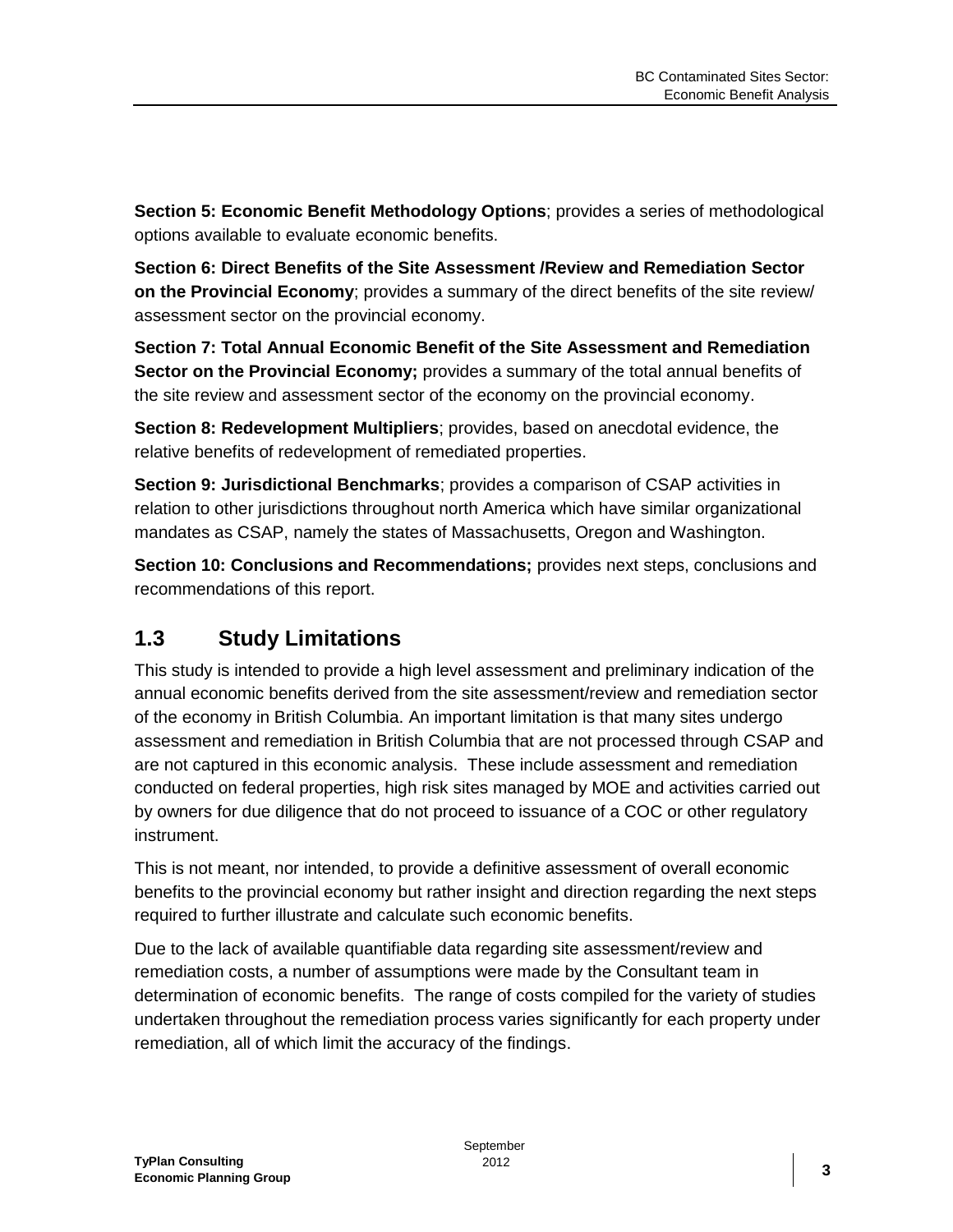**Section 5: Economic Benefit Methodology Options**; provides a series of methodological options available to evaluate economic benefits.

**Section 6: Direct Benefits of the Site Assessment /Review and Remediation Sector on the Provincial Economy**; provides a summary of the direct benefits of the site review/ assessment sector on the provincial economy.

**Section 7: Total Annual Economic Benefit of the Site Assessment and Remediation Sector on the Provincial Economy;** provides a summary of the total annual benefits of the site review and assessment sector of the economy on the provincial economy.

**Section 8: Redevelopment Multipliers**; provides, based on anecdotal evidence, the relative benefits of redevelopment of remediated properties.

**Section 9: Jurisdictional Benchmarks**; provides a comparison of CSAP activities in relation to other jurisdictions throughout north America which have similar organizational mandates as CSAP, namely the states of Massachusetts, Oregon and Washington.

**Section 10: Conclusions and Recommendations;** provides next steps, conclusions and recommendations of this report.

## 1.3 Study Limitations

This study is intended to provide a high level assessment and preliminary indication of the annual economic benefits derived from the site assessment/review and remediation sector of the economy in British Columbia. An important limitation is that many sites undergo assessment and remediation in British Columbia that are not processed through CSAP and are not captured in this economic analysis. These include assessment and remediation conducted on federal properties, high risk sites managed by MOE and activities carried out by owners for due diligence that do not proceed to issuance of a COC or other regulatory instrument.

This is not meant, nor intended, to provide a definitive assessment of overall economic benefits to the provincial economy but rather insight and direction regarding the next steps required to further illustrate and calculate such economic benefits.

Due to the lack of available quantifiable data regarding site assessment/review and remediation costs, a number of assumptions were made by the Consultant team in determination of economic benefits. The range of costs compiled for the variety of studies undertaken throughout the remediation process varies significantly for each property under remediation, all of which limit the accuracy of the findings.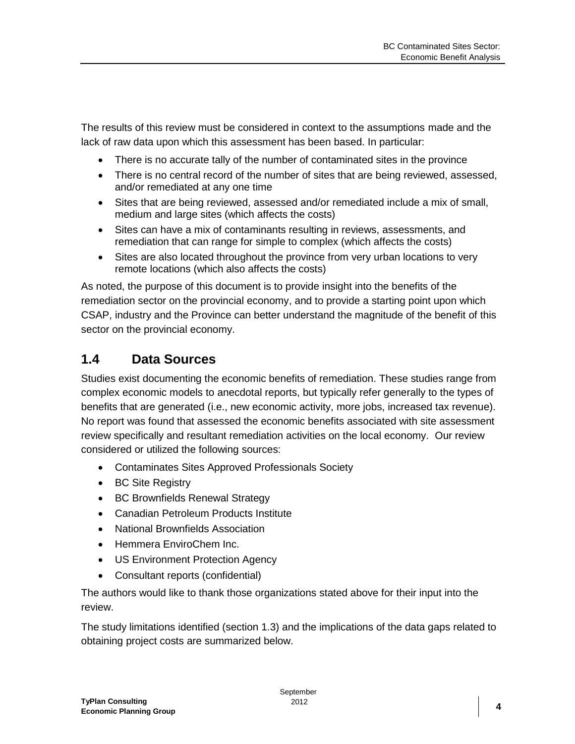The results of this review must be considered in context to the assumptions made and the lack of raw data upon which this assessment has been based. In particular:

- There is no accurate tally of the number of contaminated sites in the province
- There is no central record of the number of sites that are being reviewed, assessed, and/or remediated at any one time
- Sites that are being reviewed, assessed and/or remediated include a mix of small, medium and large sites (which affects the costs)
- Sites can have a mix of contaminants resulting in reviews, assessments, and remediation that can range for simple to complex (which affects the costs)
- Sites are also located throughout the province from very urban locations to very remote locations (which also affects the costs)

As noted, the purpose of this document is to provide insight into the benefits of the remediation sector on the provincial economy, and to provide a starting point upon which CSAP, industry and the Province can better understand the magnitude of the benefit of this sector on the provincial economy.

## 1.4 Data Sources

Studies exist documenting the economic benefits of remediation. These studies range from complex economic models to anecdotal reports, but typically refer generally to the types of benefits that are generated (i.e., new economic activity, more jobs, increased tax revenue). No report was found that assessed the economic benefits associated with site assessment review specifically and resultant remediation activities on the local economy. Our review considered or utilized the following sources:

- Contaminates Sites Approved Professionals Society
- BC Site Registry
- BC Brownfields Renewal Strategy
- Canadian Petroleum Products Institute
- National Brownfields Association
- Hemmera EnviroChem Inc.
- US Environment Protection Agency
- Consultant reports (confidential)

The authors would like to thank those organizations stated above for their input into the review.

The study limitations identified (section 1.3) and the implications of the data gaps related to obtaining project costs are summarized below.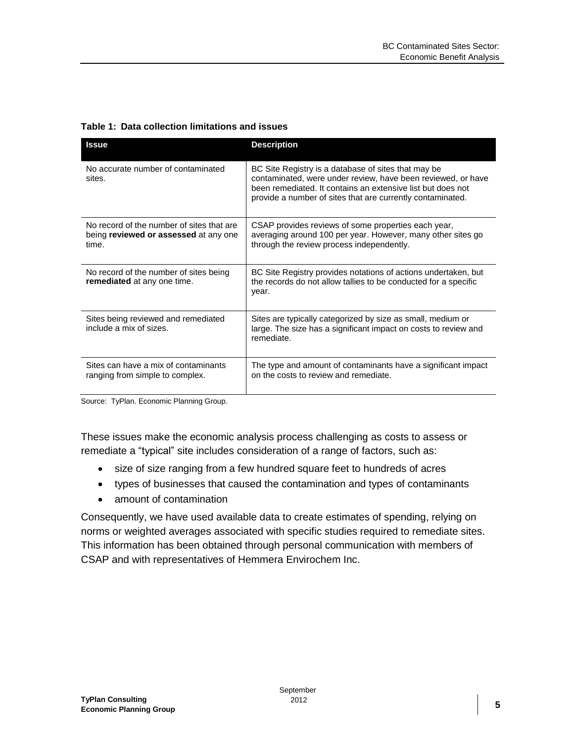**Table 1: Data collection limitations and issues**

| Issue | Description |
|---|---|
| No accurate number of contaminated sites. | BC Site Registry is a database of sites that may be contaminated, were under review, have been reviewed, or have been remediated. It contains an extensive list but does not provide a number of sites that are currently contaminated. |
| No record of the number of sites that are being **reviewed or assessed** at any one time. | CSAP provides reviews of some properties each year, averaging around 100 per year. However, many other sites go through the review process independently. |
| No record of the number of sites being **remediated** at any one time. | BC Site Registry provides notations of actions undertaken, but the records do not allow tallies to be conducted for a specific year. |
| Sites being reviewed and remediated include a mix of sizes. | Sites are typically categorized by size as small, medium or large. The size has a significant impact on costs to review and remediate. |
| Sites can have a mix of contaminants ranging from simple to complex. | The type and amount of contaminants have a significant impact on the costs to review and remediate. |

Source: TyPlan. Economic Planning Group.

These issues make the economic analysis process challenging as costs to assess or remediate a "typical" site includes consideration of a range of factors, such as:

- size of size ranging from a few hundred square feet to hundreds of acres
- types of businesses that caused the contamination and types of contaminants
- amount of contamination

Consequently, we have used available data to create estimates of spending, relying on norms or weighted averages associated with specific studies required to remediate sites. This information has been obtained through personal communication with members of CSAP and with representatives of Hemmera Envirochem Inc.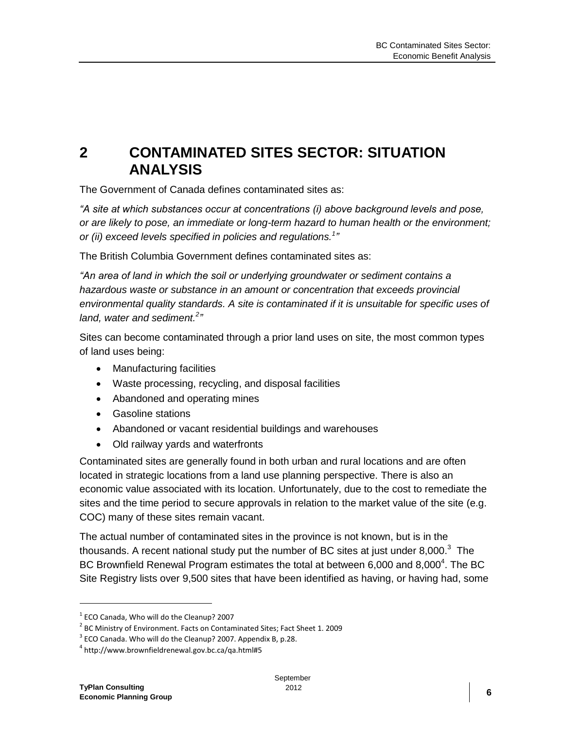# 2 CONTAMINATED SITES SECTOR: SITUATION ANALYSIS

The Government of Canada defines contaminated sites as:

*"A site at which substances occur at concentrations (i) above background levels and pose, or are likely to pose, an immediate or long-term hazard to human health or the environment; or (ii) exceed levels specified in policies and regulations.[1]"*

The British Columbia Government defines contaminated sites as:

*"An area of land in which the soil or underlying groundwater or sediment contains a hazardous waste or substance in an amount or concentration that exceeds provincial environmental quality standards. A site is contaminated if it is unsuitable for specific uses of land, water and sediment.[2]"*

Sites can become contaminated through a prior land uses on site, the most common types of land uses being:

- Manufacturing facilities
- Waste processing, recycling, and disposal facilities
- Abandoned and operating mines
- Gasoline stations
- Abandoned or vacant residential buildings and warehouses
- Old railway yards and waterfronts

Contaminated sites are generally found in both urban and rural locations and are often located in strategic locations from a land use planning perspective. There is also an economic value associated with its location. Unfortunately, due to the cost to remediate the sites and the time period to secure approvals in relation to the market value of the site (e.g. COC) many of these sites remain vacant.

The actual number of contaminated sites in the province is not known, but is in the thousands. A recent national study put the number of BC sites at just under 8,000.[3] The BC Brownfield Renewal Program estimates the total at between 6,000 and 8,000[4]. The BC Site Registry lists over 9,500 sites that have been identified as having, or having had, some

---

[1] ECO Canada, Who will do the Cleanup? 2007

[2] BC Ministry of Environment. Facts on Contaminated Sites; Fact Sheet 1. 2009

[3] ECO Canada. Who will do the Cleanup? 2007. Appendix B, p.28.

[4] http://www.brownfieldrenewal.gov.bc.ca/qa.html#5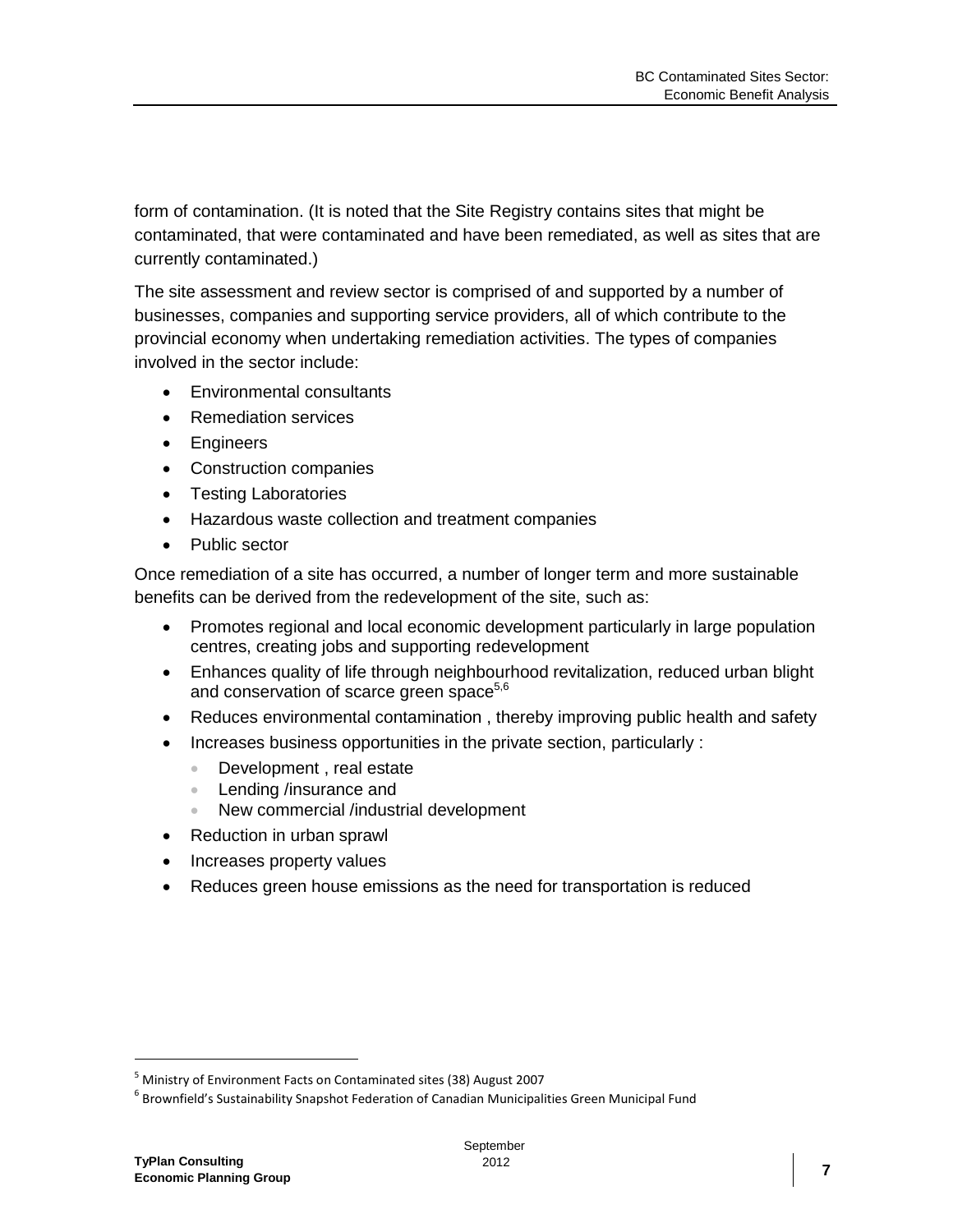form of contamination. (It is noted that the Site Registry contains sites that might be contaminated, that were contaminated and have been remediated, as well as sites that are currently contaminated.)

The site assessment and review sector is comprised of and supported by a number of businesses, companies and supporting service providers, all of which contribute to the provincial economy when undertaking remediation activities. The types of companies involved in the sector include:

- Environmental consultants
- Remediation services
- Engineers
- Construction companies
- Testing Laboratories
- Hazardous waste collection and treatment companies
- Public sector

Once remediation of a site has occurred, a number of longer term and more sustainable benefits can be derived from the redevelopment of the site, such as:

- Promotes regional and local economic development particularly in large population centres, creating jobs and supporting redevelopment
- Enhances quality of life through neighbourhood revitalization, reduced urban blight and conservation of scarce green space[5,6]
- Reduces environmental contamination , thereby improving public health and safety
- Increases business opportunities in the private section, particularly :
    - Development , real estate
    - Lending /insurance and
    - New commercial /industrial development
- Reduction in urban sprawl
- Increases property values
- Reduces green house emissions as the need for transportation is reduced

---

[5] Ministry of Environment Facts on Contaminated sites (38) August 2007

[6] Brownfield's Sustainability Snapshot Federation of Canadian Municipalities Green Municipal Fund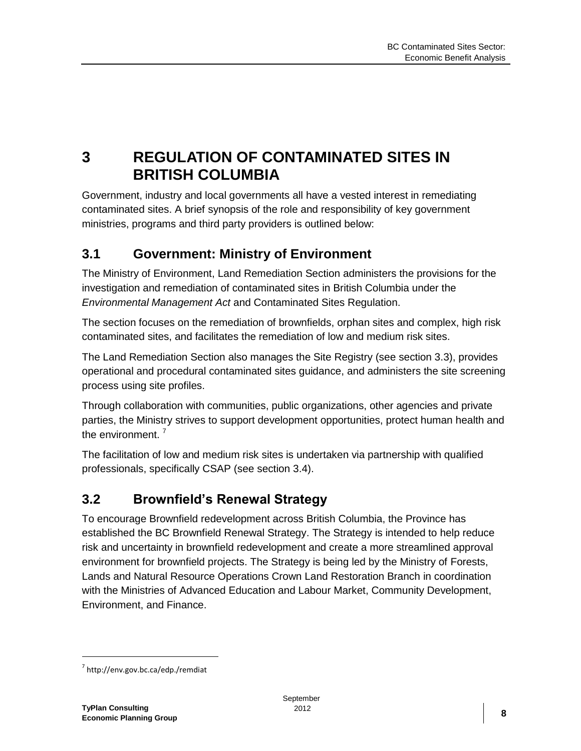# 3 REGULATION OF CONTAMINATED SITES IN BRITISH COLUMBIA

Government, industry and local governments all have a vested interest in remediating contaminated sites. A brief synopsis of the role and responsibility of key government ministries, programs and third party providers is outlined below:

## 3.1 Government: Ministry of Environment

The Ministry of Environment, Land Remediation Section administers the provisions for the investigation and remediation of contaminated sites in British Columbia under the *Environmental Management Act* and Contaminated Sites Regulation.

The section focuses on the remediation of brownfields, orphan sites and complex, high risk contaminated sites, and facilitates the remediation of low and medium risk sites.

The Land Remediation Section also manages the Site Registry (see section 3.3), provides operational and procedural contaminated sites guidance, and administers the site screening process using site profiles.

Through collaboration with communities, public organizations, other agencies and private parties, the Ministry strives to support development opportunities, protect human health and the environment. [7]

The facilitation of low and medium risk sites is undertaken via partnership with qualified professionals, specifically CSAP (see section 3.4).

## 3.2 Brownfield's Renewal Strategy

To encourage Brownfield redevelopment across British Columbia, the Province has established the BC Brownfield Renewal Strategy. The Strategy is intended to help reduce risk and uncertainty in brownfield redevelopment and create a more streamlined approval environment for brownfield projects. The Strategy is being led by the Ministry of Forests, Lands and Natural Resource Operations Crown Land Restoration Branch in coordination with the Ministries of Advanced Education and Labour Market, Community Development, Environment, and Finance.

---

[7] http://env.gov.bc.ca/edp./remdiat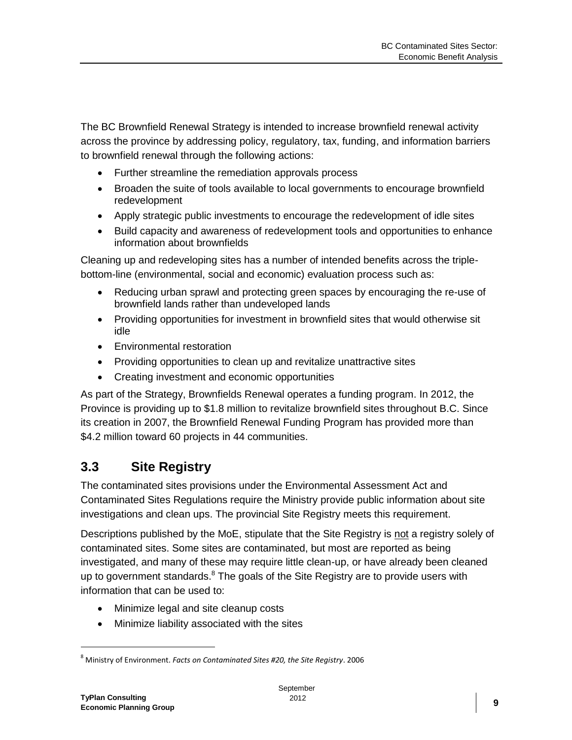The BC Brownfield Renewal Strategy is intended to increase brownfield renewal activity across the province by addressing policy, regulatory, tax, funding, and information barriers to brownfield renewal through the following actions:

- Further streamline the remediation approvals process
- Broaden the suite of tools available to local governments to encourage brownfield redevelopment
- Apply strategic public investments to encourage the redevelopment of idle sites
- Build capacity and awareness of redevelopment tools and opportunities to enhance information about brownfields

Cleaning up and redeveloping sites has a number of intended benefits across the triple-bottom-line (environmental, social and economic) evaluation process such as:

- Reducing urban sprawl and protecting green spaces by encouraging the re-use of brownfield lands rather than undeveloped lands
- Providing opportunities for investment in brownfield sites that would otherwise sit idle
- Environmental restoration
- Providing opportunities to clean up and revitalize unattractive sites
- Creating investment and economic opportunities

As part of the Strategy, Brownfields Renewal operates a funding program. In 2012, the Province is providing up to $1.8 million to revitalize brownfield sites throughout B.C. Since its creation in 2007, the Brownfield Renewal Funding Program has provided more than $4.2 million toward 60 projects in 44 communities.

## 3.3 Site Registry

The contaminated sites provisions under the Environmental Assessment Act and Contaminated Sites Regulations require the Ministry provide public information about site investigations and clean ups. The provincial Site Registry meets this requirement.

Descriptions published by the MoE, stipulate that the Site Registry is <u>not</u> a registry solely of contaminated sites. Some sites are contaminated, but most are reported as being investigated, and many of these may require little clean-up, or have already been cleaned up to government standards.[8] The goals of the Site Registry are to provide users with information that can be used to:

- Minimize legal and site cleanup costs
- Minimize liability associated with the sites

---

[8] Ministry of Environment. *Facts on Contaminated Sites #20, the Site Registry*. 2006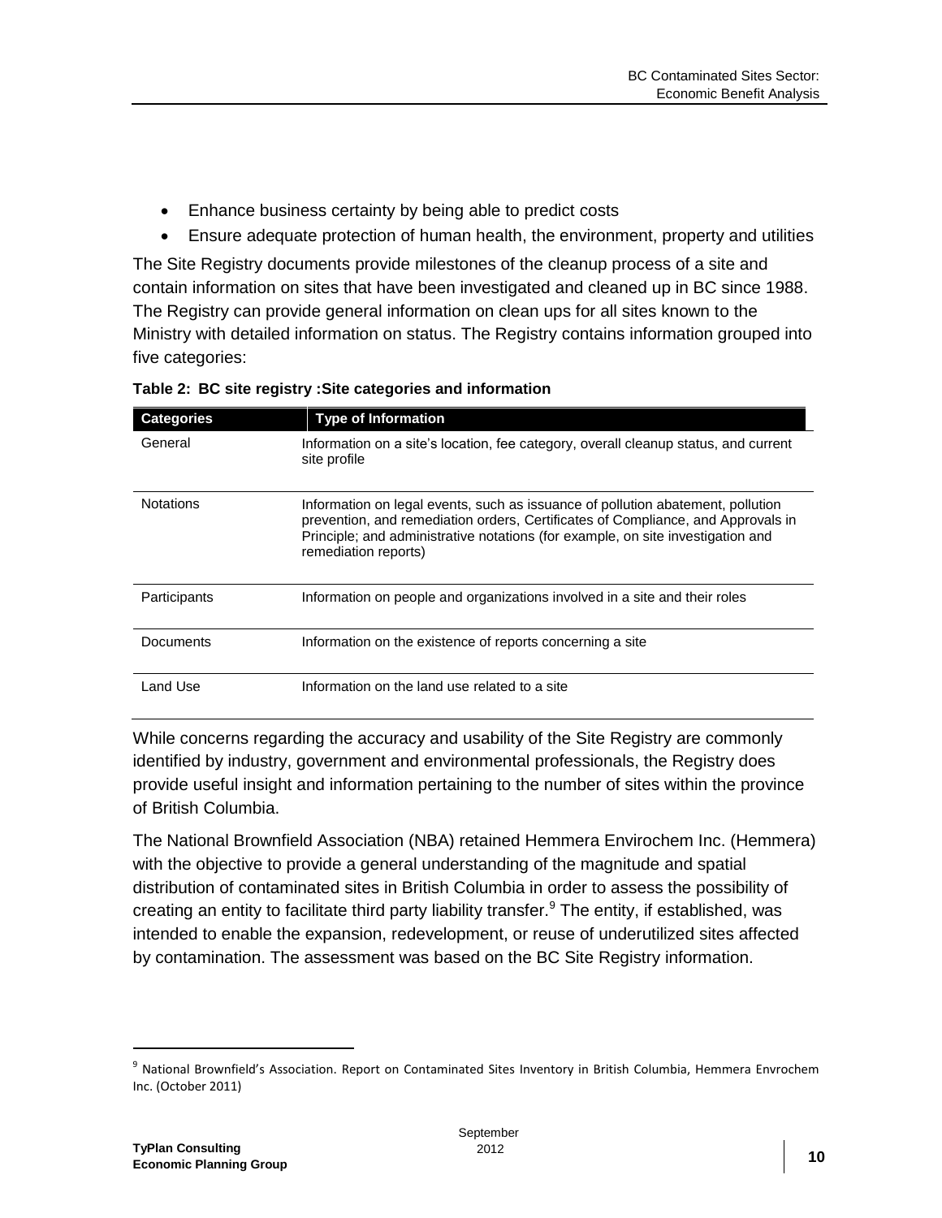- Enhance business certainty by being able to predict costs
- Ensure adequate protection of human health, the environment, property and utilities

The Site Registry documents provide milestones of the cleanup process of a site and contain information on sites that have been investigated and cleaned up in BC since 1988. The Registry can provide general information on clean ups for all sites known to the Ministry with detailed information on status. The Registry contains information grouped into five categories:

**Table 2: BC site registry :Site categories and information**

| Categories | Type of Information |
| --- | --- |
| General | Information on a site's location, fee category, overall cleanup status, and current site profile |
| Notations | Information on legal events, such as issuance of pollution abatement, pollution prevention, and remediation orders, Certificates of Compliance, and Approvals in Principle; and administrative notations (for example, on site investigation and remediation reports) |
| Participants | Information on people and organizations involved in a site and their roles |
| Documents | Information on the existence of reports concerning a site |
| Land Use | Information on the land use related to a site |

While concerns regarding the accuracy and usability of the Site Registry are commonly identified by industry, government and environmental professionals, the Registry does provide useful insight and information pertaining to the number of sites within the province of British Columbia.

The National Brownfield Association (NBA) retained Hemmera Envirochem Inc. (Hemmera) with the objective to provide a general understanding of the magnitude and spatial distribution of contaminated sites in British Columbia in order to assess the possibility of creating an entity to facilitate third party liability transfer.[9] The entity, if established, was intended to enable the expansion, redevelopment, or reuse of underutilized sites affected by contamination. The assessment was based on the BC Site Registry information.

[9] National Brownfield's Association. Report on Contaminated Sites Inventory in British Columbia, Hemmera Envrochem Inc. (October 2011)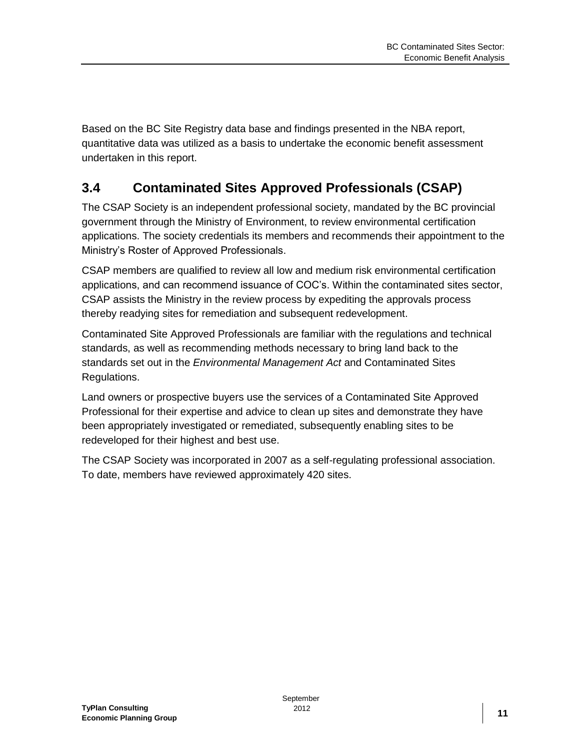Based on the BC Site Registry data base and findings presented in the NBA report, quantitative data was utilized as a basis to undertake the economic benefit assessment undertaken in this report.

## 3.4 Contaminated Sites Approved Professionals (CSAP)

The CSAP Society is an independent professional society, mandated by the BC provincial government through the Ministry of Environment, to review environmental certification applications. The society credentials its members and recommends their appointment to the Ministry's Roster of Approved Professionals.

CSAP members are qualified to review all low and medium risk environmental certification applications, and can recommend issuance of COC's. Within the contaminated sites sector, CSAP assists the Ministry in the review process by expediting the approvals process thereby readying sites for remediation and subsequent redevelopment.

Contaminated Site Approved Professionals are familiar with the regulations and technical standards, as well as recommending methods necessary to bring land back to the standards set out in the *Environmental Management Act* and Contaminated Sites Regulations.

Land owners or prospective buyers use the services of a Contaminated Site Approved Professional for their expertise and advice to clean up sites and demonstrate they have been appropriately investigated or remediated, subsequently enabling sites to be redeveloped for their highest and best use.

The CSAP Society was incorporated in 2007 as a self-regulating professional association. To date, members have reviewed approximately 420 sites.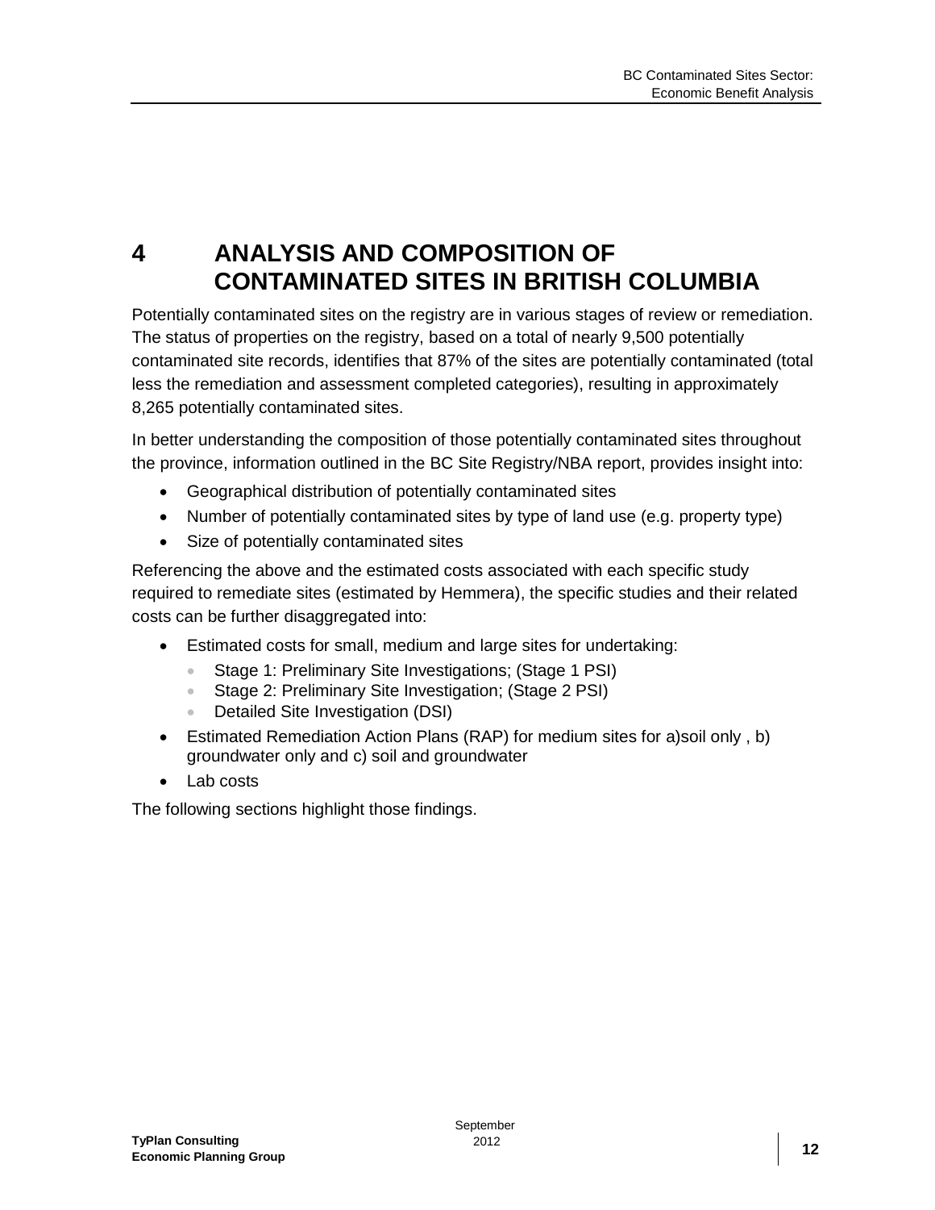# 4 ANALYSIS AND COMPOSITION OF CONTAMINATED SITES IN BRITISH COLUMBIA

Potentially contaminated sites on the registry are in various stages of review or remediation. The status of properties on the registry, based on a total of nearly 9,500 potentially contaminated site records, identifies that 87% of the sites are potentially contaminated (total less the remediation and assessment completed categories), resulting in approximately 8,265 potentially contaminated sites.

In better understanding the composition of those potentially contaminated sites throughout the province, information outlined in the BC Site Registry/NBA report, provides insight into:

- Geographical distribution of potentially contaminated sites
- Number of potentially contaminated sites by type of land use (e.g. property type)
- Size of potentially contaminated sites

Referencing the above and the estimated costs associated with each specific study required to remediate sites (estimated by Hemmera), the specific studies and their related costs can be further disaggregated into:

- Estimated costs for small, medium and large sites for undertaking:
  - Stage 1: Preliminary Site Investigations; (Stage 1 PSI)
  - Stage 2: Preliminary Site Investigation; (Stage 2 PSI)
  - Detailed Site Investigation (DSI)
- Estimated Remediation Action Plans (RAP) for medium sites for a)soil only , b) groundwater only and c) soil and groundwater
- Lab costs

The following sections highlight those findings.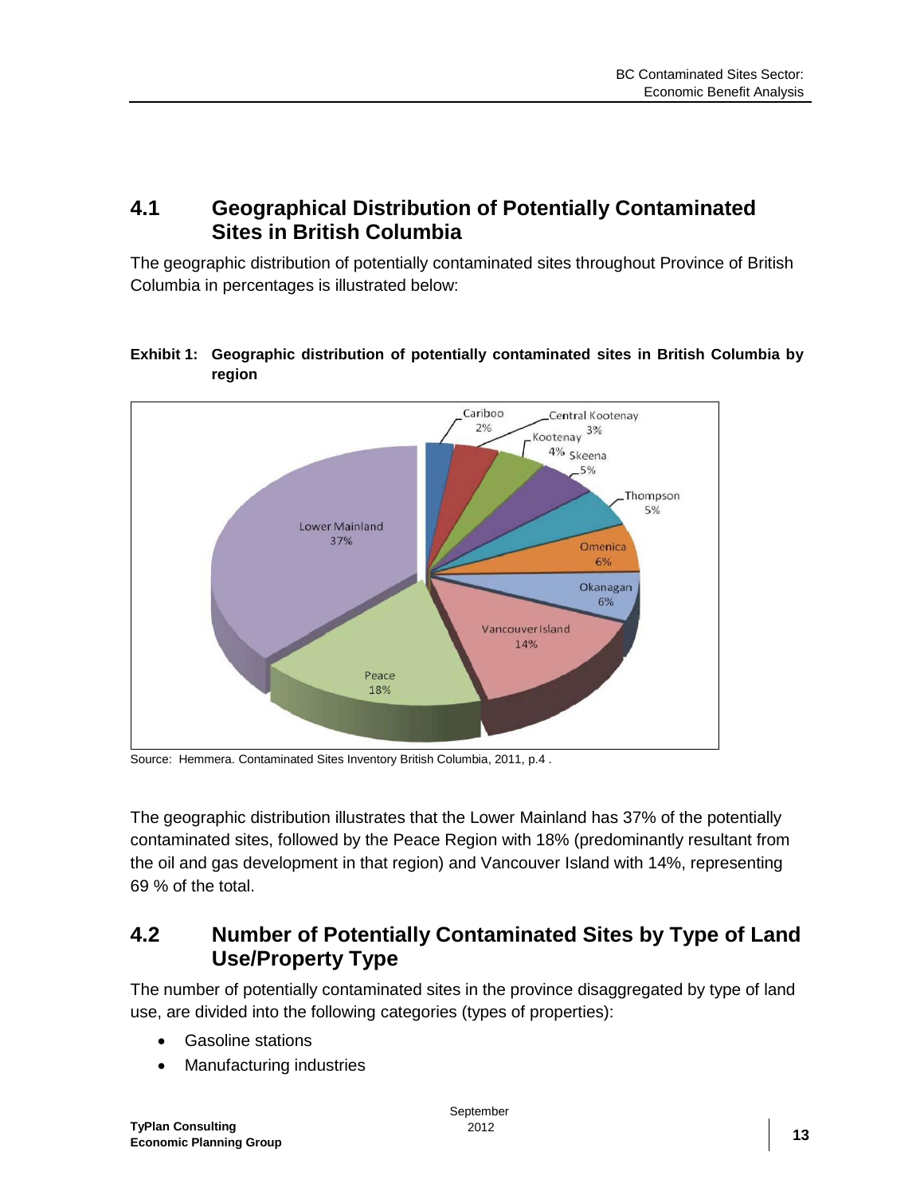## 4.1 Geographical Distribution of Potentially Contaminated Sites in British Columbia

The geographic distribution of potentially contaminated sites throughout Province of British Columbia in percentages is illustrated below:

**Exhibit 1: Geographic distribution of potentially contaminated sites in British Columbia by region**

Source: Hemmera. Contaminated Sites Inventory British Columbia, 2011, p.4 .

The geographic distribution illustrates that the Lower Mainland has 37% of the potentially contaminated sites, followed by the Peace Region with 18% (predominantly resultant from the oil and gas development in that region) and Vancouver Island with 14%, representing 69 % of the total.

## 4.2 Number of Potentially Contaminated Sites by Type of Land Use/Property Type

The number of potentially contaminated sites in the province disaggregated by type of land use, are divided into the following categories (types of properties):

- Gasoline stations
- Manufacturing industries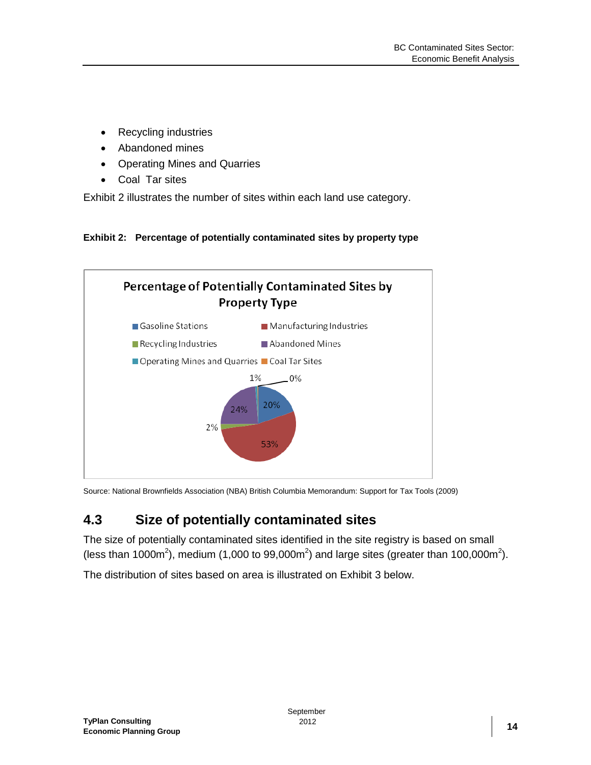- Recycling industries
- Abandoned mines
- Operating Mines and Quarries
- Coal  Tar sites

Exhibit 2 illustrates the number of sites within each land use category.

**Exhibit 2: Percentage of potentially contaminated sites by property type**

Source: National Brownfields Association (NBA) British Columbia Memorandum: Support for Tax Tools (2009)

## 4.3 Size of potentially contaminated sites

The size of potentially contaminated sites identified in the site registry is based on small (less than 1000m$^2$), medium (1,000 to 99,000m$^2$) and large sites (greater than 100,000m$^2$).

The distribution of sites based on area is illustrated on Exhibit 3 below.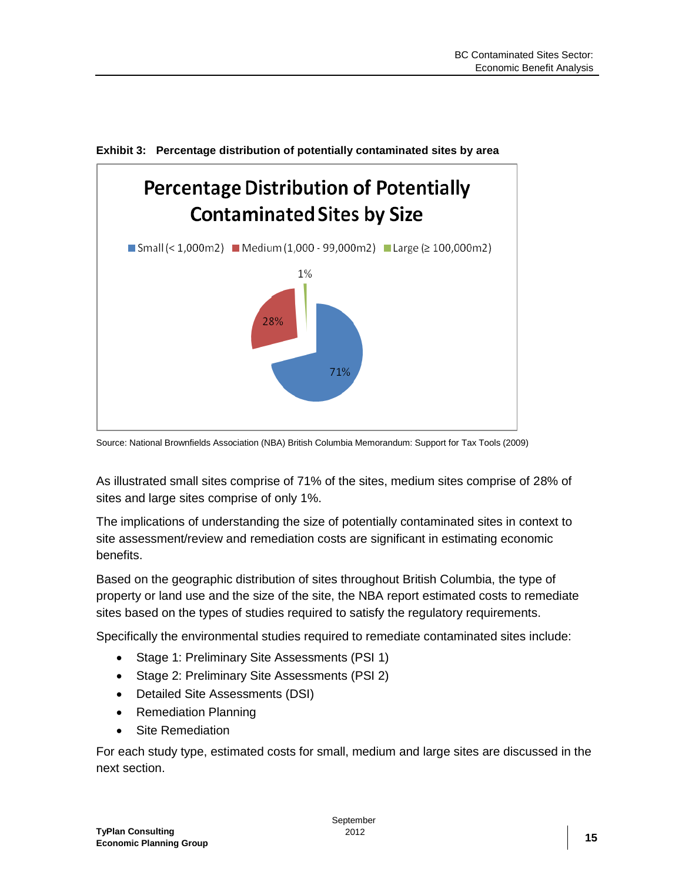**Exhibit 3: Percentage distribution of potentially contaminated sites by area**

Source: National Brownfields Association (NBA) British Columbia Memorandum: Support for Tax Tools (2009)

As illustrated small sites comprise of 71% of the sites, medium sites comprise of 28% of sites and large sites comprise of only 1%.

The implications of understanding the size of potentially contaminated sites in context to site assessment/review and remediation costs are significant in estimating economic benefits.

Based on the geographic distribution of sites throughout British Columbia, the type of property or land use and the size of the site, the NBA report estimated costs to remediate sites based on the types of studies required to satisfy the regulatory requirements.

Specifically the environmental studies required to remediate contaminated sites include:

- Stage 1: Preliminary Site Assessments (PSI 1)
- Stage 2: Preliminary Site Assessments (PSI 2)
- Detailed Site Assessments (DSI)
- Remediation Planning
- Site Remediation

For each study type, estimated costs for small, medium and large sites are discussed in the next section.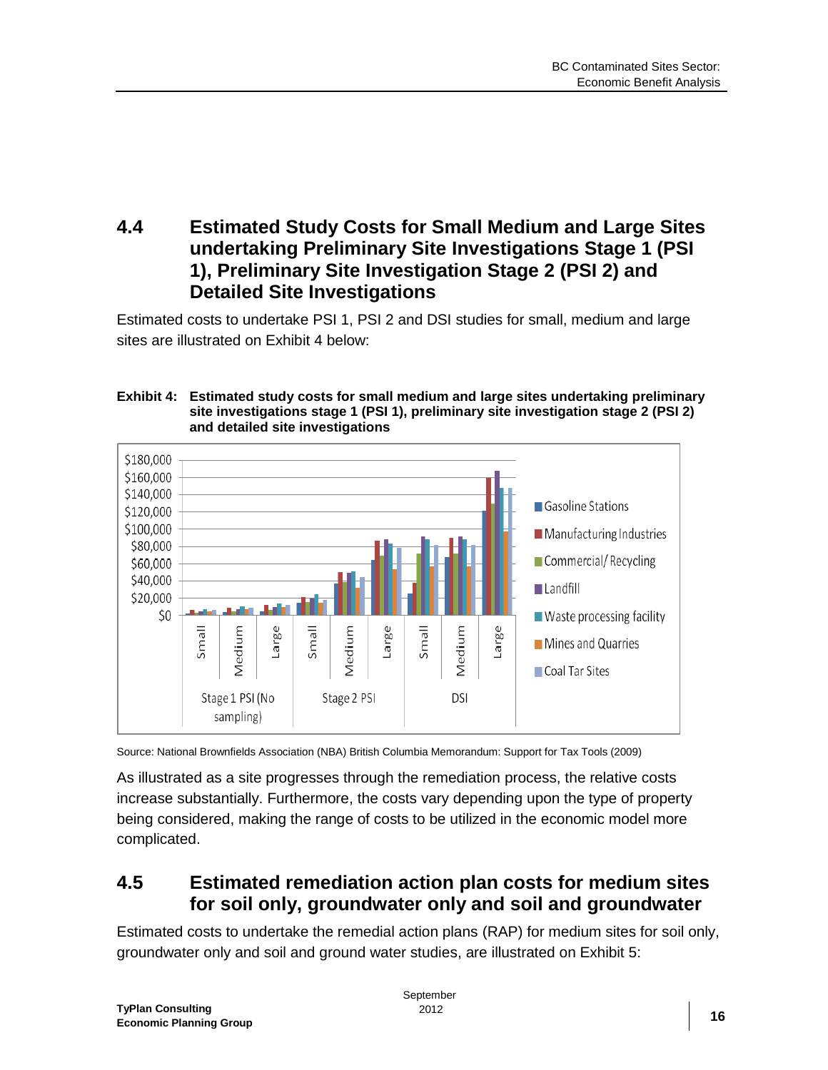## 4.4 Estimated Study Costs for Small Medium and Large Sites undertaking Preliminary Site Investigations Stage 1 (PSI 1), Preliminary Site Investigation Stage 2 (PSI 2) and Detailed Site Investigations

Estimated costs to undertake PSI 1, PSI 2 and DSI studies for small, medium and large sites are illustrated on Exhibit 4 below:

**Exhibit 4: Estimated study costs for small medium and large sites undertaking preliminary site investigations stage 1 (PSI 1), preliminary site investigation stage 2 (PSI 2) and detailed site investigations**

Source: National Brownfields Association (NBA) British Columbia Memorandum: Support for Tax Tools (2009)

As illustrated as a site progresses through the remediation process, the relative costs increase substantially. Furthermore, the costs vary depending upon the type of property being considered, making the range of costs to be utilized in the economic model more complicated.

## 4.5 Estimated remediation action plan costs for medium sites for soil only, groundwater only and soil and groundwater

Estimated costs to undertake the remedial action plans (RAP) for medium sites for soil only, groundwater only and soil and ground water studies, are illustrated on Exhibit 5: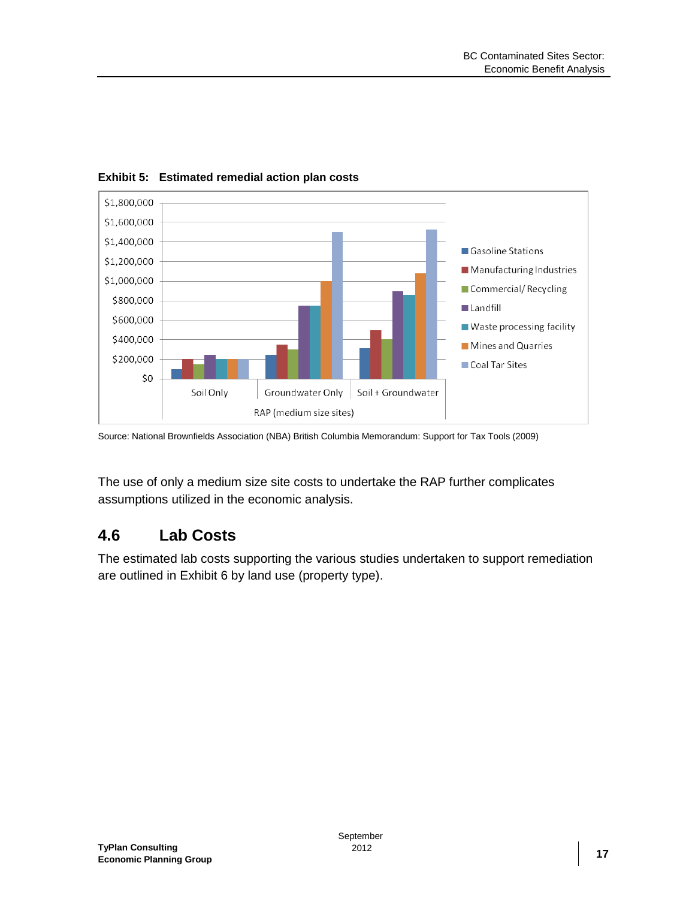**Exhibit 5: Estimated remedial action plan costs**

Source: National Brownfields Association (NBA) British Columbia Memorandum: Support for Tax Tools (2009)

The use of only a medium size site costs to undertake the RAP further complicates assumptions utilized in the economic analysis.

## 4.6 Lab Costs

The estimated lab costs supporting the various studies undertaken to support remediation are outlined in Exhibit 6 by land use (property type).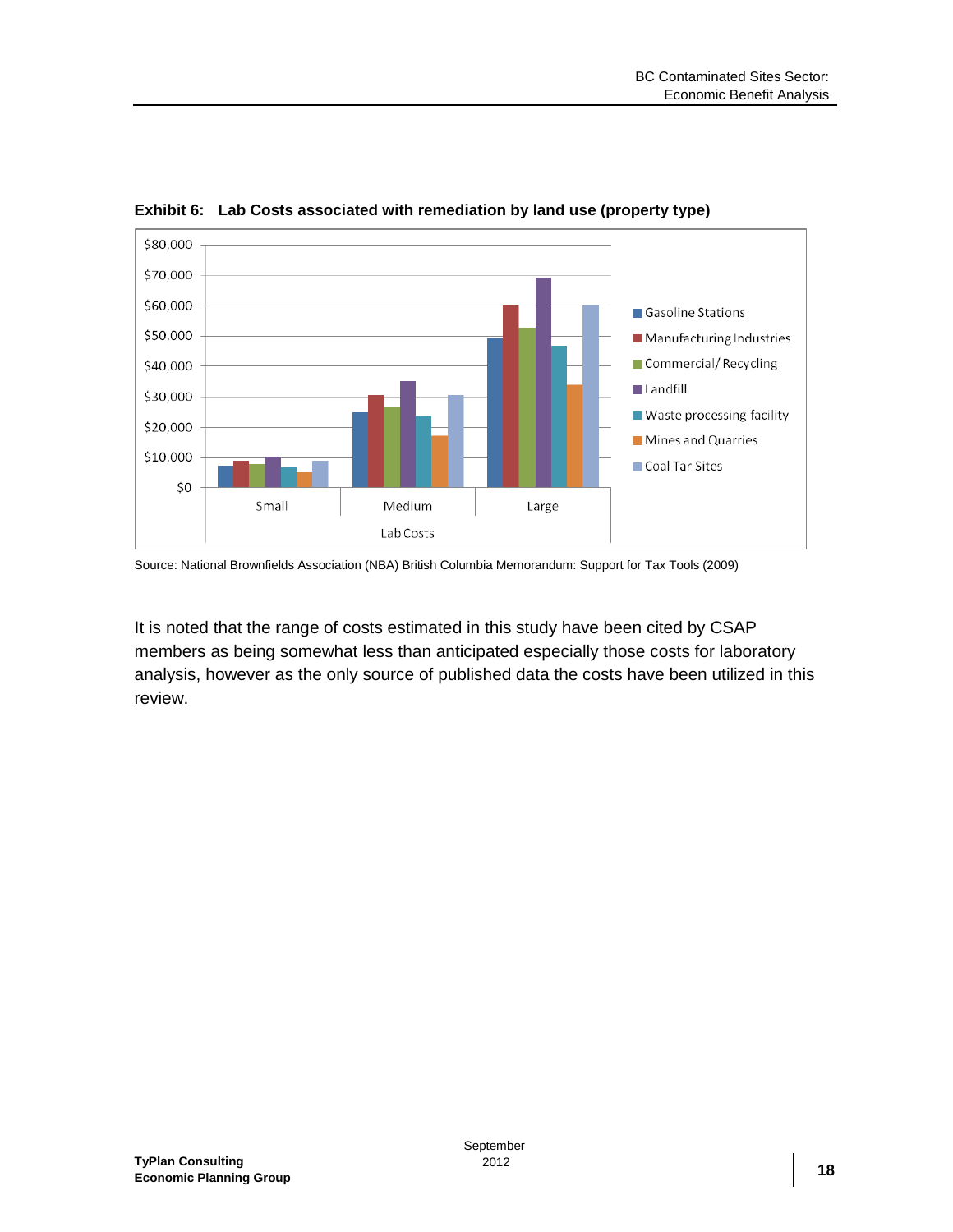**Exhibit 6: Lab Costs associated with remediation by land use (property type)**

Source: National Brownfields Association (NBA) British Columbia Memorandum: Support for Tax Tools (2009)

It is noted that the range of costs estimated in this study have been cited by CSAP members as being somewhat less than anticipated especially those costs for laboratory analysis, however as the only source of published data the costs have been utilized in this review.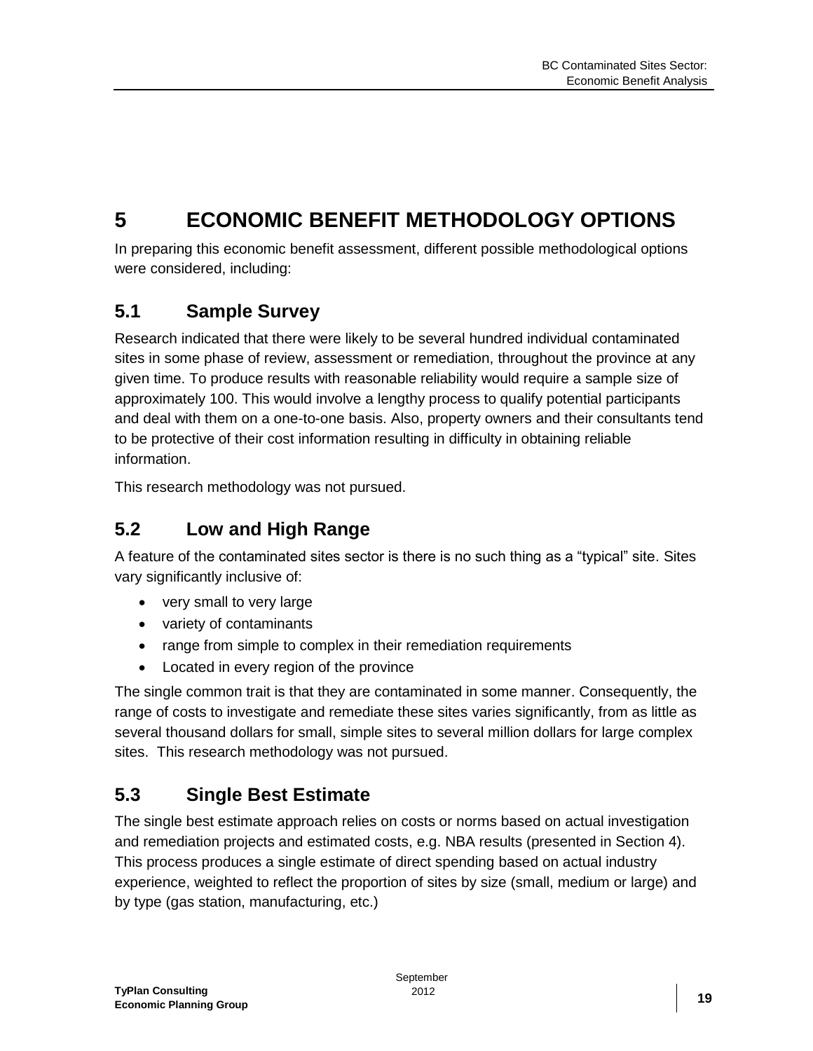# 5 ECONOMIC BENEFIT METHODOLOGY OPTIONS

In preparing this economic benefit assessment, different possible methodological options were considered, including:

## 5.1 Sample Survey

Research indicated that there were likely to be several hundred individual contaminated sites in some phase of review, assessment or remediation, throughout the province at any given time. To produce results with reasonable reliability would require a sample size of approximately 100. This would involve a lengthy process to qualify potential participants and deal with them on a one-to-one basis. Also, property owners and their consultants tend to be protective of their cost information resulting in difficulty in obtaining reliable information.

This research methodology was not pursued.

## 5.2 Low and High Range

A feature of the contaminated sites sector is there is no such thing as a "typical" site. Sites vary significantly inclusive of:

- very small to very large
- variety of contaminants
- range from simple to complex in their remediation requirements
- Located in every region of the province

The single common trait is that they are contaminated in some manner. Consequently, the range of costs to investigate and remediate these sites varies significantly, from as little as several thousand dollars for small, simple sites to several million dollars for large complex sites. This research methodology was not pursued.

## 5.3 Single Best Estimate

The single best estimate approach relies on costs or norms based on actual investigation and remediation projects and estimated costs, e.g. NBA results (presented in Section 4). This process produces a single estimate of direct spending based on actual industry experience, weighted to reflect the proportion of sites by size (small, medium or large) and by type (gas station, manufacturing, etc.)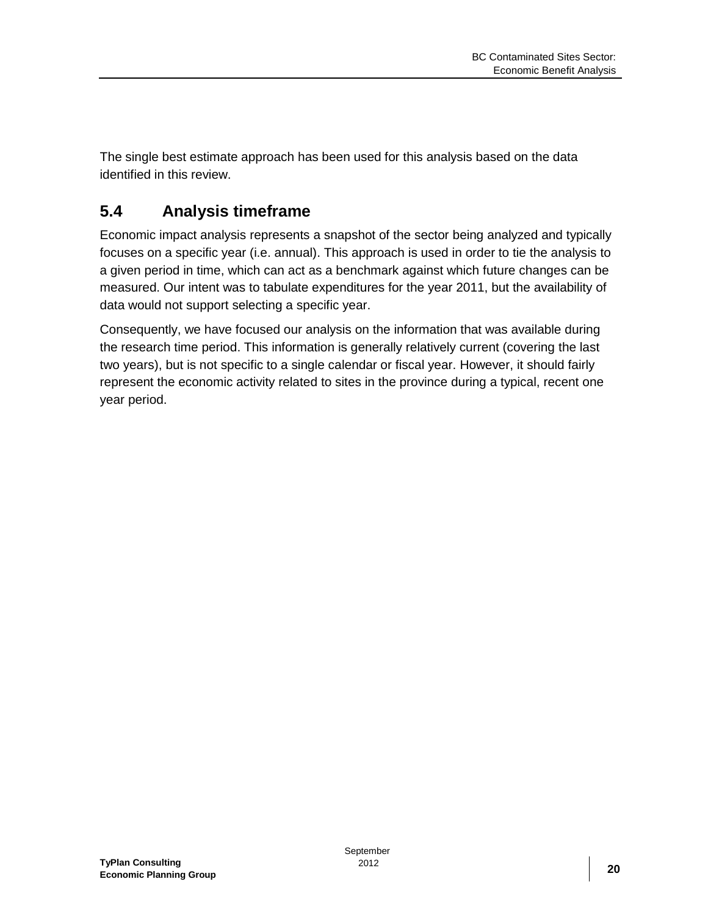The single best estimate approach has been used for this analysis based on the data identified in this review.

## 5.4 Analysis timeframe

Economic impact analysis represents a snapshot of the sector being analyzed and typically focuses on a specific year (i.e. annual). This approach is used in order to tie the analysis to a given period in time, which can act as a benchmark against which future changes can be measured. Our intent was to tabulate expenditures for the year 2011, but the availability of data would not support selecting a specific year.

Consequently, we have focused our analysis on the information that was available during the research time period. This information is generally relatively current (covering the last two years), but is not specific to a single calendar or fiscal year. However, it should fairly represent the economic activity related to sites in the province during a typical, recent one year period.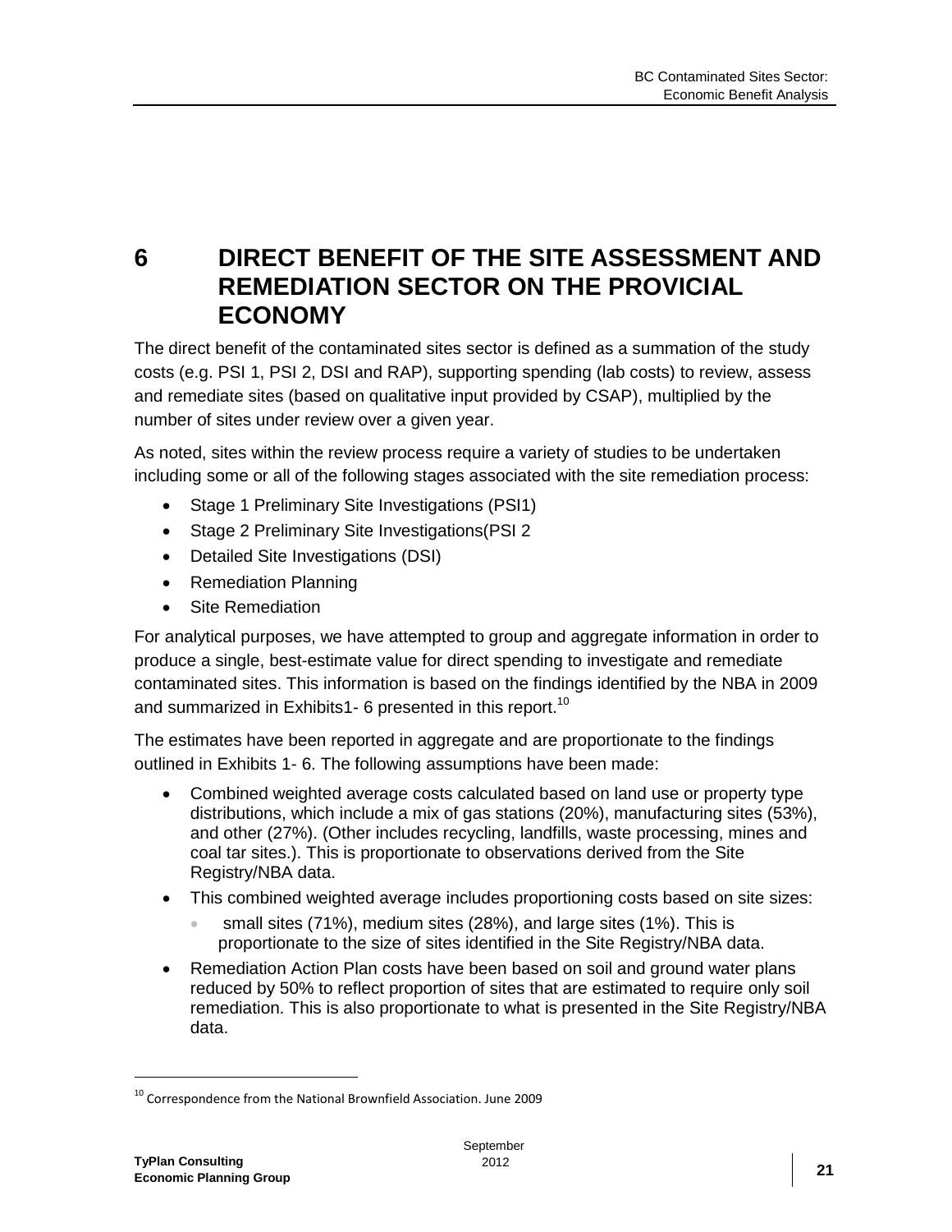# 6 DIRECT BENEFIT OF THE SITE ASSESSMENT AND REMEDIATION SECTOR ON THE PROVICIAL ECONOMY

The direct benefit of the contaminated sites sector is defined as a summation of the study costs (e.g. PSI 1, PSI 2, DSI and RAP), supporting spending (lab costs) to review, assess and remediate sites (based on qualitative input provided by CSAP), multiplied by the number of sites under review over a given year.

As noted, sites within the review process require a variety of studies to be undertaken including some or all of the following stages associated with the site remediation process:

- Stage 1 Preliminary Site Investigations (PSI1)
- Stage 2 Preliminary Site Investigations(PSI 2
- Detailed Site Investigations (DSI)
- Remediation Planning
- Site Remediation

For analytical purposes, we have attempted to group and aggregate information in order to produce a single, best-estimate value for direct spending to investigate and remediate contaminated sites. This information is based on the findings identified by the NBA in 2009 and summarized in Exhibits1- 6 presented in this report.[10]

The estimates have been reported in aggregate and are proportionate to the findings outlined in Exhibits 1- 6. The following assumptions have been made:

- Combined weighted average costs calculated based on land use or property type distributions, which include a mix of gas stations (20%), manufacturing sites (53%), and other (27%). (Other includes recycling, landfills, waste processing, mines and coal tar sites.). This is proportionate to observations derived from the Site Registry/NBA data.
- This combined weighted average includes proportioning costs based on site sizes:
  - small sites (71%), medium sites (28%), and large sites (1%). This is proportionate to the size of sites identified in the Site Registry/NBA data.
- Remediation Action Plan costs have been based on soil and ground water plans reduced by 50% to reflect proportion of sites that are estimated to require only soil remediation. This is also proportionate to what is presented in the Site Registry/NBA data.

[10] Correspondence from the National Brownfield Association. June 2009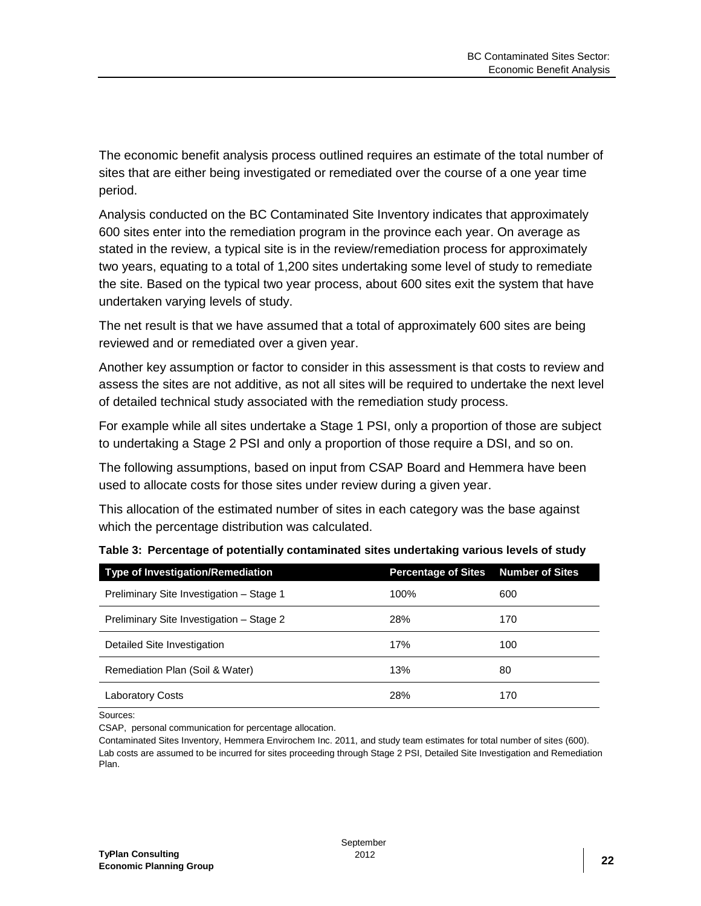The economic benefit analysis process outlined requires an estimate of the total number of sites that are either being investigated or remediated over the course of a one year time period.

Analysis conducted on the BC Contaminated Site Inventory indicates that approximately 600 sites enter into the remediation program in the province each year. On average as stated in the review, a typical site is in the review/remediation process for approximately two years, equating to a total of 1,200 sites undertaking some level of study to remediate the site. Based on the typical two year process, about 600 sites exit the system that have undertaken varying levels of study.

The net result is that we have assumed that a total of approximately 600 sites are being reviewed and or remediated over a given year.

Another key assumption or factor to consider in this assessment is that costs to review and assess the sites are not additive, as not all sites will be required to undertake the next level of detailed technical study associated with the remediation study process.

For example while all sites undertake a Stage 1 PSI, only a proportion of those are subject to undertaking a Stage 2 PSI and only a proportion of those require a DSI, and so on.

The following assumptions, based on input from CSAP Board and Hemmera have been used to allocate costs for those sites under review during a given year.

This allocation of the estimated number of sites in each category was the base against which the percentage distribution was calculated.

**Table 3: Percentage of potentially contaminated sites undertaking various levels of study**

| Type of Investigation/Remediation | Percentage of Sites | Number of Sites |
|---|---|---|
| Preliminary Site Investigation – Stage 1 | 100% | 600 |
| Preliminary Site Investigation – Stage 2 | 28% | 170 |
| Detailed Site Investigation | 17% | 100 |
| Remediation Plan (Soil & Water) | 13% | 80 |
| Laboratory Costs | 28% | 170 |

Sources:

CSAP, personal communication for percentage allocation.

Contaminated Sites Inventory, Hemmera Envirochem Inc. 2011, and study team estimates for total number of sites (600).

Lab costs are assumed to be incurred for sites proceeding through Stage 2 PSI, Detailed Site Investigation and Remediation Plan.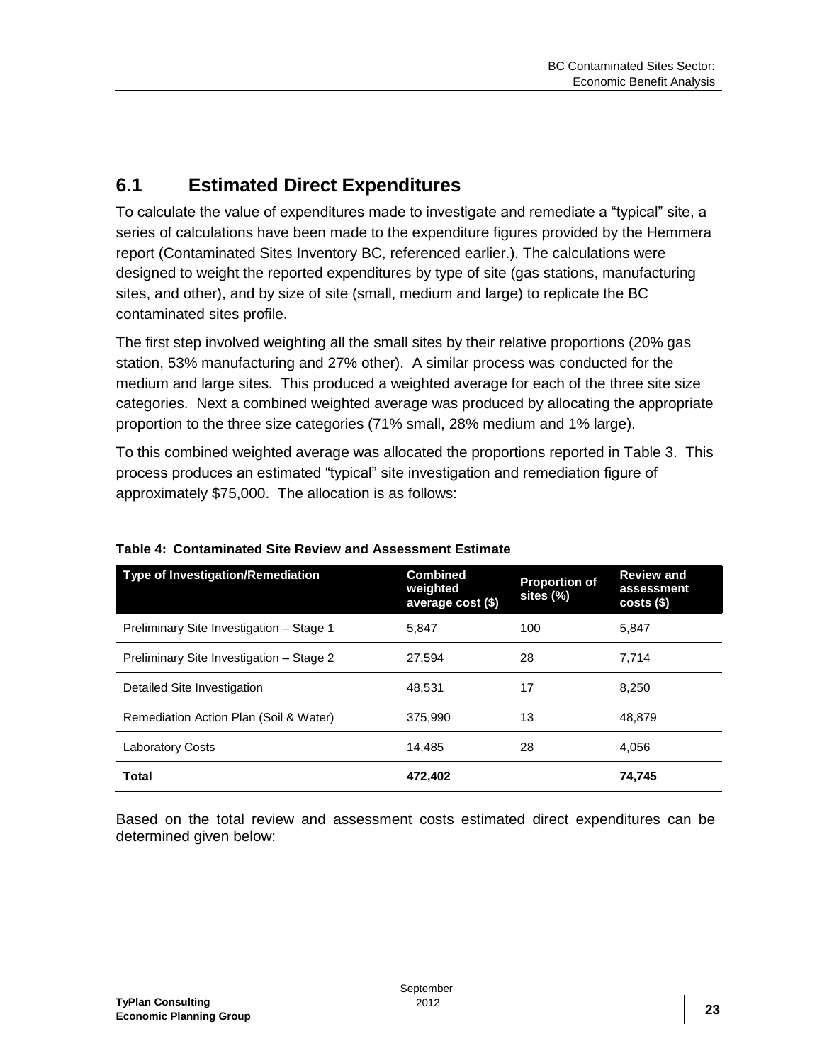## 6.1 Estimated Direct Expenditures

To calculate the value of expenditures made to investigate and remediate a "typical" site, a series of calculations have been made to the expenditure figures provided by the Hemmera report (Contaminated Sites Inventory BC, referenced earlier.). The calculations were designed to weight the reported expenditures by type of site (gas stations, manufacturing sites, and other), and by size of site (small, medium and large) to replicate the BC contaminated sites profile.

The first step involved weighting all the small sites by their relative proportions (20% gas station, 53% manufacturing and 27% other). A similar process was conducted for the medium and large sites. This produced a weighted average for each of the three site size categories. Next a combined weighted average was produced by allocating the appropriate proportion to the three size categories (71% small, 28% medium and 1% large).

To this combined weighted average was allocated the proportions reported in Table 3. This process produces an estimated "typical" site investigation and remediation figure of approximately $75,000. The allocation is as follows:

**Table 4: Contaminated Site Review and Assessment Estimate**

| Type of Investigation/Remediation | Combined weighted average cost ($) | Proportion of sites (%) | Review and assessment costs ($) |
|---|---|---|---|
| Preliminary Site Investigation – Stage 1 | 5,847 | 100 | 5,847 |
| Preliminary Site Investigation – Stage 2 | 27,594 | 28 | 7,714 |
| Detailed Site Investigation | 48,531 | 17 | 8,250 |
| Remediation Action Plan (Soil & Water) | 375,990 | 13 | 48,879 |
| Laboratory Costs | 14,485 | 28 | 4,056 |
| **Total** | **472,402** | | **74,745** |

Based on the total review and assessment costs estimated direct expenditures can be determined given below: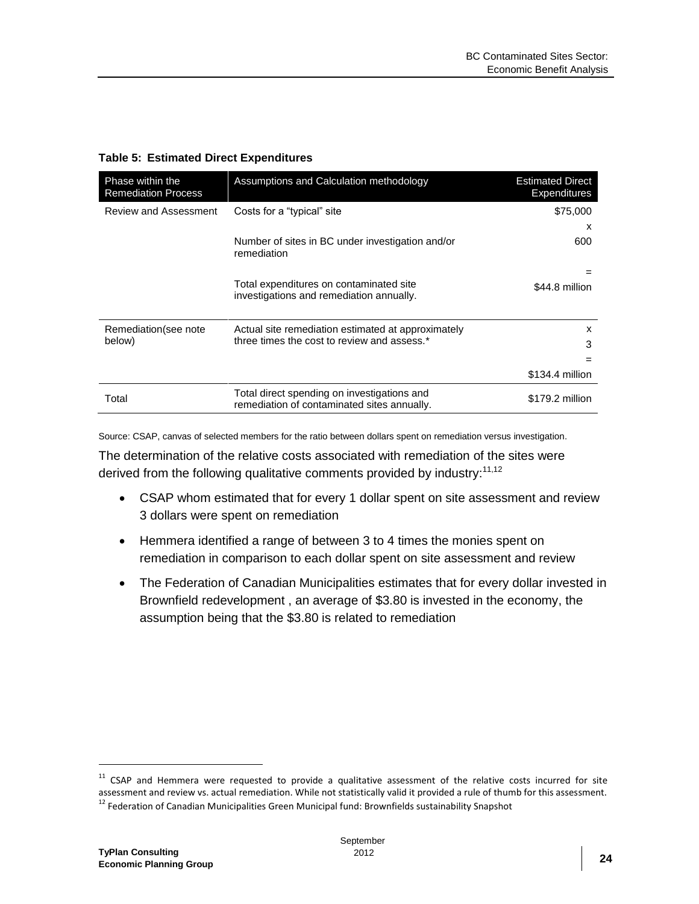**Table 5: Estimated Direct Expenditures**

| Phase within the Remediation Process | Assumptions and Calculation methodology | Estimated Direct Expenditures |
|---|---|---|
| Review and Assessment | Costs for a "typical" site | $75,000 |
| | | x |
| | Number of sites in BC under investigation and/or remediation | 600 |
| | | = |
| | Total expenditures on contaminated site investigations and remediation annually. | $44.8 million |
| Remediation(see note below) | Actual site remediation estimated at approximately three times the cost to review and assess.* | x |
| | | 3 |
| | | = |
| | | $134.4 million |
| Total | Total direct spending on investigations and remediation of contaminated sites annually. | $179.2 million |

Source: CSAP, canvas of selected members for the ratio between dollars spent on remediation versus investigation.

The determination of the relative costs associated with remediation of the sites were derived from the following qualitative comments provided by industry:[11,12]

- CSAP whom estimated that for every 1 dollar spent on site assessment and review 3 dollars were spent on remediation
- Hemmera identified a range of between 3 to 4 times the monies spent on remediation in comparison to each dollar spent on site assessment and review
- The Federation of Canadian Municipalities estimates that for every dollar invested in Brownfield redevelopment , an average of $3.80 is invested in the economy, the assumption being that the $3.80 is related to remediation

[11] CSAP and Hemmera were requested to provide a qualitative assessment of the relative costs incurred for site assessment and review vs. actual remediation. While not statistically valid it provided a rule of thumb for this assessment.

[12] Federation of Canadian Municipalities Green Municipal fund: Brownfields sustainability Snapshot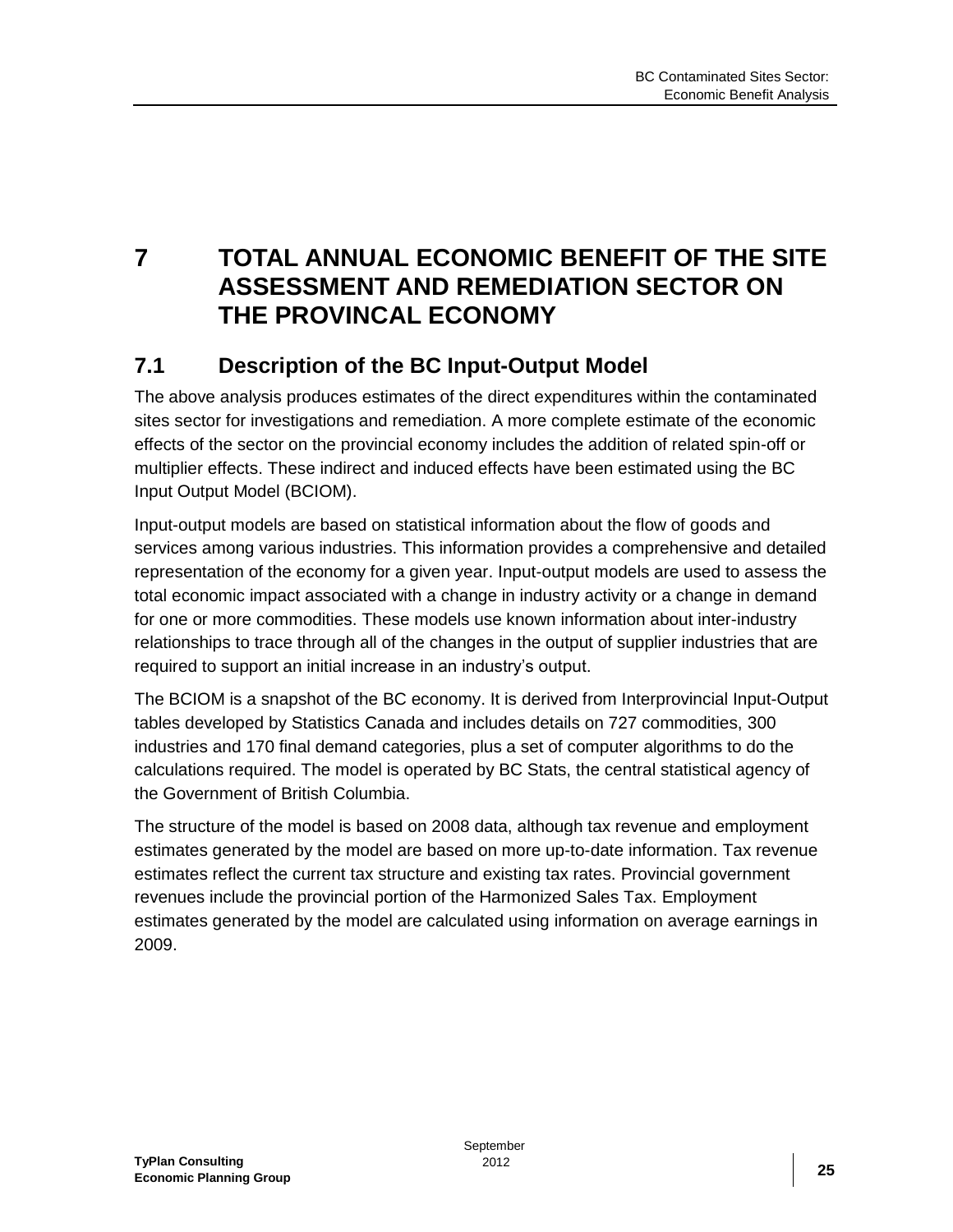# 7 TOTAL ANNUAL ECONOMIC BENEFIT OF THE SITE ASSESSMENT AND REMEDIATION SECTOR ON THE PROVINCAL ECONOMY

## 7.1 Description of the BC Input-Output Model

The above analysis produces estimates of the direct expenditures within the contaminated sites sector for investigations and remediation. A more complete estimate of the economic effects of the sector on the provincial economy includes the addition of related spin-off or multiplier effects. These indirect and induced effects have been estimated using the BC Input Output Model (BCIOM).

Input-output models are based on statistical information about the flow of goods and services among various industries. This information provides a comprehensive and detailed representation of the economy for a given year. Input-output models are used to assess the total economic impact associated with a change in industry activity or a change in demand for one or more commodities. These models use known information about inter-industry relationships to trace through all of the changes in the output of supplier industries that are required to support an initial increase in an industry's output.

The BCIOM is a snapshot of the BC economy. It is derived from Interprovincial Input-Output tables developed by Statistics Canada and includes details on 727 commodities, 300 industries and 170 final demand categories, plus a set of computer algorithms to do the calculations required. The model is operated by BC Stats, the central statistical agency of the Government of British Columbia.

The structure of the model is based on 2008 data, although tax revenue and employment estimates generated by the model are based on more up-to-date information. Tax revenue estimates reflect the current tax structure and existing tax rates. Provincial government revenues include the provincial portion of the Harmonized Sales Tax. Employment estimates generated by the model are calculated using information on average earnings in 2009.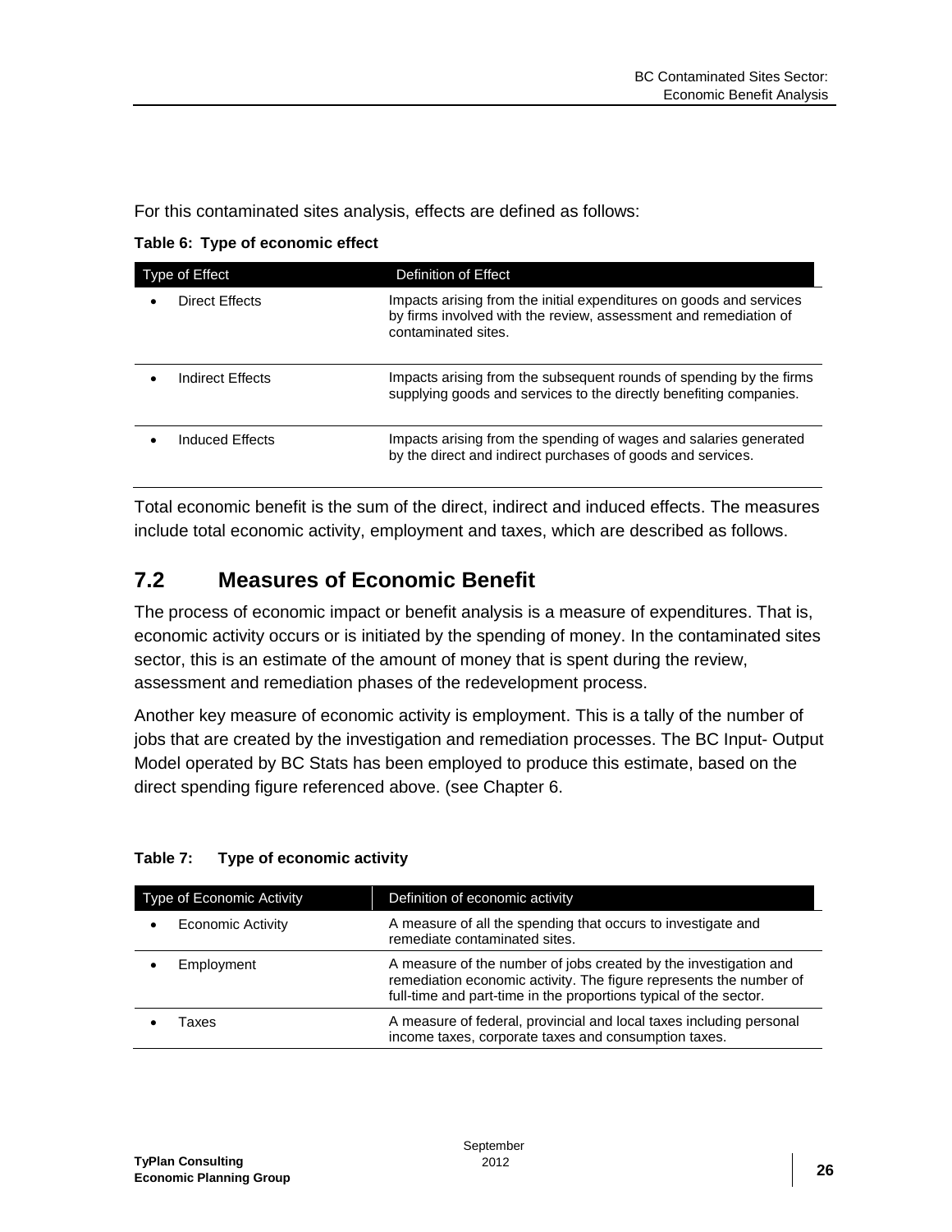For this contaminated sites analysis, effects are defined as follows:

**Table 6: Type of economic effect**

| Type of Effect | Definition of Effect |
|---|---|
| • Direct Effects | Impacts arising from the initial expenditures on goods and services by firms involved with the review, assessment and remediation of contaminated sites. |
| • Indirect Effects | Impacts arising from the subsequent rounds of spending by the firms supplying goods and services to the directly benefiting companies. |
| • Induced Effects | Impacts arising from the spending of wages and salaries generated by the direct and indirect purchases of goods and services. |

Total economic benefit is the sum of the direct, indirect and induced effects. The measures include total economic activity, employment and taxes, which are described as follows.

## 7.2 Measures of Economic Benefit

The process of economic impact or benefit analysis is a measure of expenditures. That is, economic activity occurs or is initiated by the spending of money. In the contaminated sites sector, this is an estimate of the amount of money that is spent during the review, assessment and remediation phases of the redevelopment process.

Another key measure of economic activity is employment. This is a tally of the number of jobs that are created by the investigation and remediation processes. The BC Input- Output Model operated by BC Stats has been employed to produce this estimate, based on the direct spending figure referenced above. (see Chapter 6.

**Table 7: Type of economic activity**

| Type of Economic Activity | Definition of economic activity |
|---|---|
| • Economic Activity | A measure of all the spending that occurs to investigate and remediate contaminated sites. |
| • Employment | A measure of the number of jobs created by the investigation and remediation economic activity. The figure represents the number of full-time and part-time in the proportions typical of the sector. |
| • Taxes | A measure of federal, provincial and local taxes including personal income taxes, corporate taxes and consumption taxes. |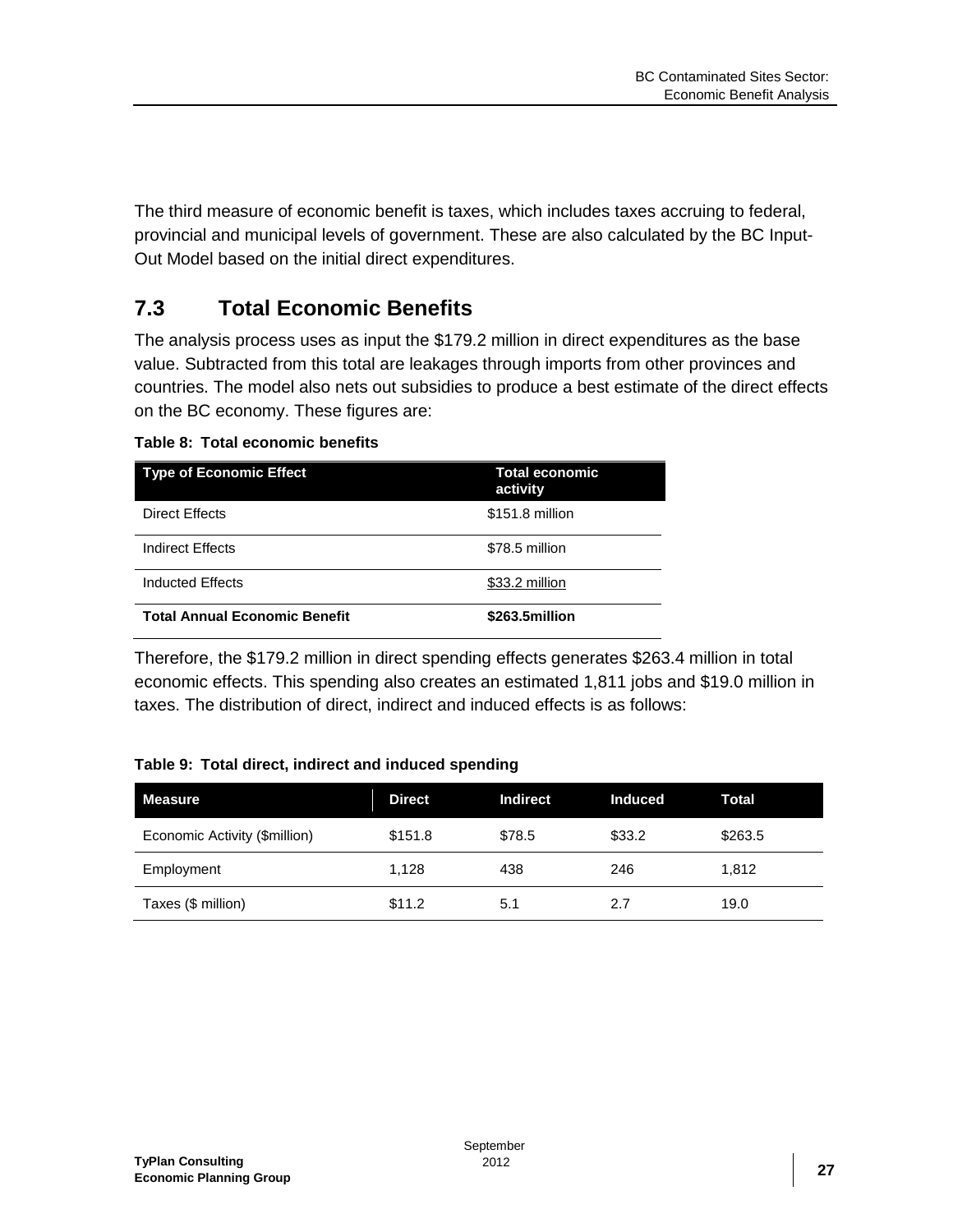The third measure of economic benefit is taxes, which includes taxes accruing to federal, provincial and municipal levels of government. These are also calculated by the BC Input-Out Model based on the initial direct expenditures.

## 7.3 Total Economic Benefits

The analysis process uses as input the $179.2 million in direct expenditures as the base value. Subtracted from this total are leakages through imports from other provinces and countries. The model also nets out subsidies to produce a best estimate of the direct effects on the BC economy. These figures are:

**Table 8: Total economic benefits**

| Type of Economic Effect | Total economic activity |
| --- | --- |
| Direct Effects | $151.8 million |
| Indirect Effects | $78.5 million |
| Inducted Effects | $33.2 million |
| **Total Annual Economic Benefit** | **$263.5million** |

Therefore, the $179.2 million in direct spending effects generates $263.4 million in total economic effects. This spending also creates an estimated 1,811 jobs and $19.0 million in taxes. The distribution of direct, indirect and induced effects is as follows:

**Table 9: Total direct, indirect and induced spending**

| Measure | Direct | Indirect | Induced | Total |
| --- | --- | --- | --- | --- |
| Economic Activity ($million) | $151.8 | $78.5 | $33.2 | $263.5 |
| Employment | 1,128 | 438 | 246 | 1,812 |
| Taxes ($ million) | $11.2 | 5.1 | 2.7 | 19.0 |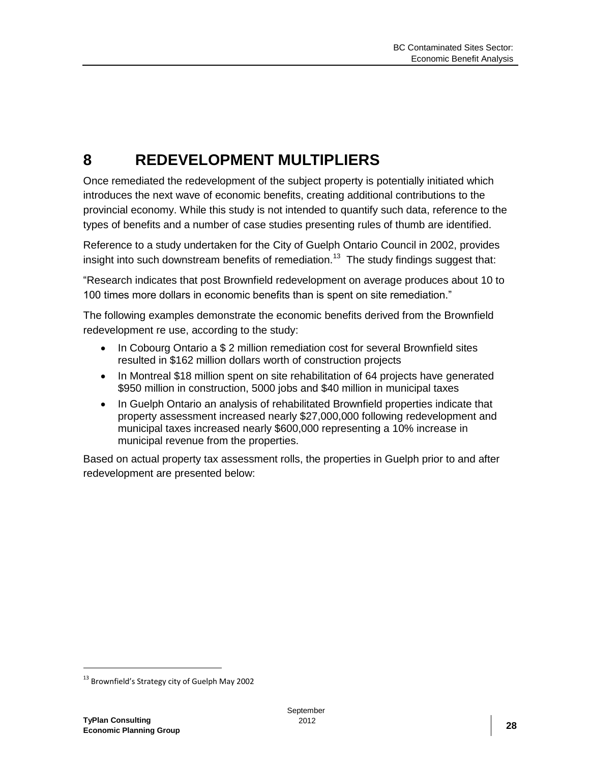# 8 REDEVELOPMENT MULTIPLIERS

Once remediated the redevelopment of the subject property is potentially initiated which introduces the next wave of economic benefits, creating additional contributions to the provincial economy. While this study is not intended to quantify such data, reference to the types of benefits and a number of case studies presenting rules of thumb are identified.

Reference to a study undertaken for the City of Guelph Ontario Council in 2002, provides insight into such downstream benefits of remediation.[13] The study findings suggest that:

"Research indicates that post Brownfield redevelopment on average produces about 10 to 100 times more dollars in economic benefits than is spent on site remediation."

The following examples demonstrate the economic benefits derived from the Brownfield redevelopment re use, according to the study:

- In Cobourg Ontario a $ 2 million remediation cost for several Brownfield sites resulted in $162 million dollars worth of construction projects
- In Montreal $18 million spent on site rehabilitation of 64 projects have generated $950 million in construction, 5000 jobs and $40 million in municipal taxes
- In Guelph Ontario an analysis of rehabilitated Brownfield properties indicate that property assessment increased nearly $27,000,000 following redevelopment and municipal taxes increased nearly $600,000 representing a 10% increase in municipal revenue from the properties.

Based on actual property tax assessment rolls, the properties in Guelph prior to and after redevelopment are presented below:

[13] Brownfield's Strategy city of Guelph May 2002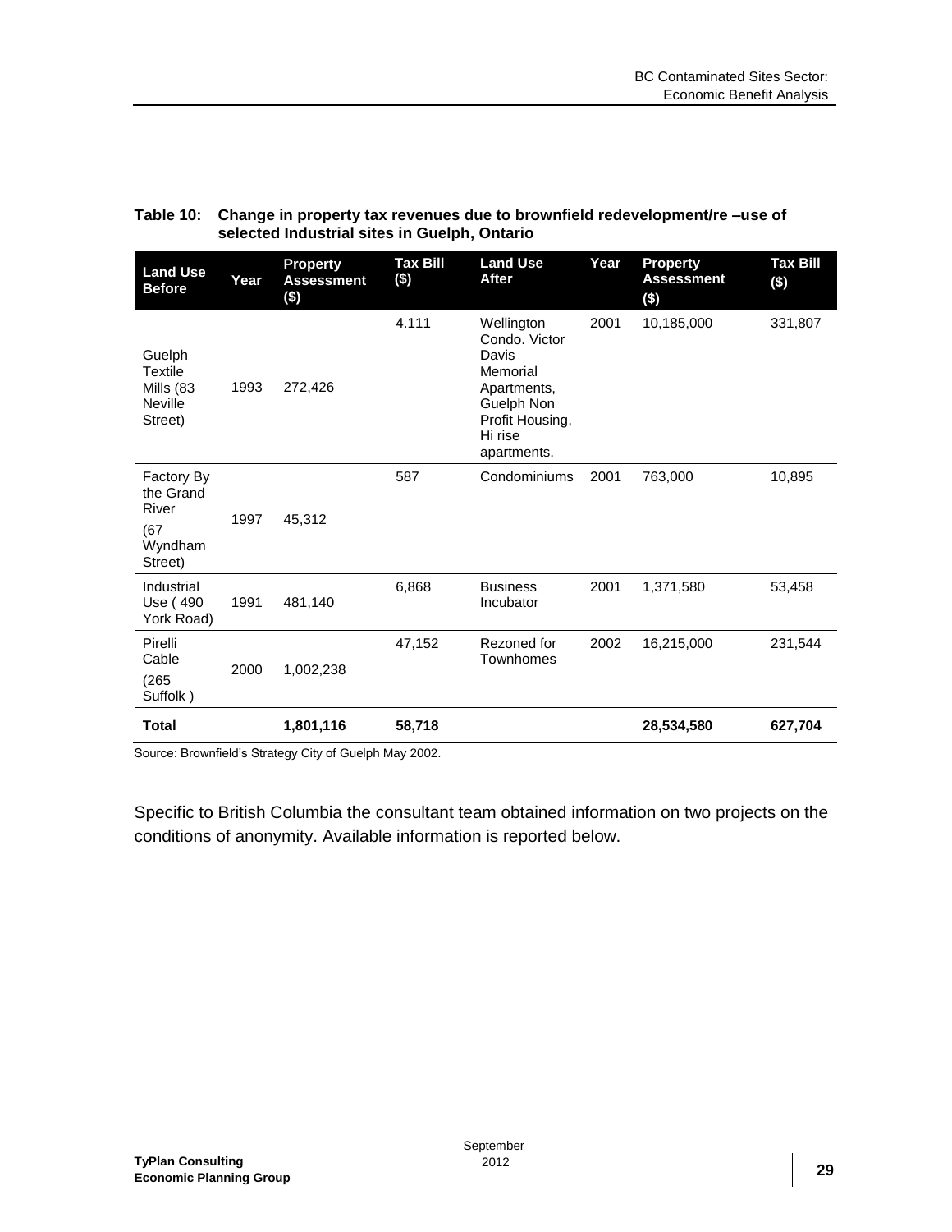**Table 10: Change in property tax revenues due to brownfield redevelopment/re –use of selected Industrial sites in Guelph, Ontario**

| Land Use Before | Year | Property Assessment ($) | Tax Bill ($) | Land Use After | Year | Property Assessment ($) | Tax Bill ($) |
|---|---|---|---|---|---|---|---|
| Guelph Textile Mills (83 Neville Street) | 1993 | 272,426 | 4.111 | Wellington Condo. Victor Davis Memorial Apartments, Guelph Non Profit Housing, Hi rise apartments. | 2001 | 10,185,000 | 331,807 |
| Factory By the Grand River (67 Wyndham Street) | 1997 | 45,312 | 587 | Condominiums | 2001 | 763,000 | 10,895 |
| Industrial Use ( 490 York Road) | 1991 | 481,140 | 6,868 | Business Incubator | 2001 | 1,371,580 | 53,458 |
| Pirelli Cable (265 Suffolk ) | 2000 | 1,002,238 | 47,152 | Rezoned for Townhomes | 2002 | 16,215,000 | 231,544 |
| **Total** | | **1,801,116** | **58,718** | | | **28,534,580** | **627,704** |

Source: Brownfield's Strategy City of Guelph May 2002.

Specific to British Columbia the consultant team obtained information on two projects on the conditions of anonymity. Available information is reported below.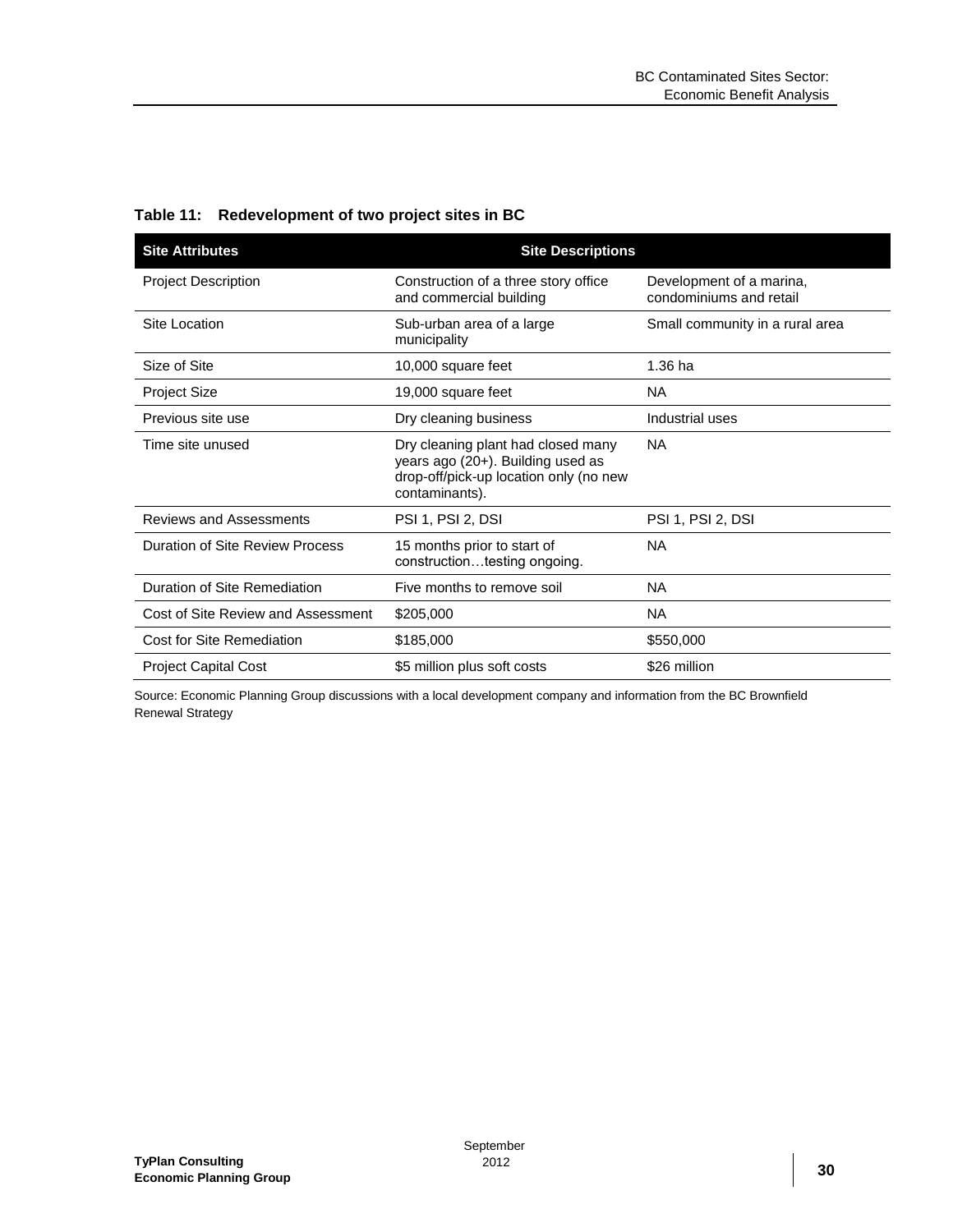**Table 11: Redevelopment of two project sites in BC**

| Site Attributes | Site Descriptions | |
|---|---|---|
| Project Description | Construction of a three story office and commercial building | Development of a marina, condominiums and retail |
| Site Location | Sub-urban area of a large municipality | Small community in a rural area |
| Size of Site | 10,000 square feet | 1.36 ha |
| Project Size | 19,000 square feet | NA |
| Previous site use | Dry cleaning business | Industrial uses |
| Time site unused | Dry cleaning plant had closed many years ago (20+). Building used as drop-off/pick-up location only (no new contaminants). | NA |
| Reviews and Assessments | PSI 1, PSI 2, DSI | PSI 1, PSI 2, DSI |
| Duration of Site Review Process | 15 months prior to start of construction…testing ongoing. | NA |
| Duration of Site Remediation | Five months to remove soil | NA |
| Cost of Site Review and Assessment | $205,000 | NA |
| Cost for Site Remediation | $185,000 | $550,000 |
| Project Capital Cost | $5 million plus soft costs | $26 million |

Source: Economic Planning Group discussions with a local development company and information from the BC Brownfield Renewal Strategy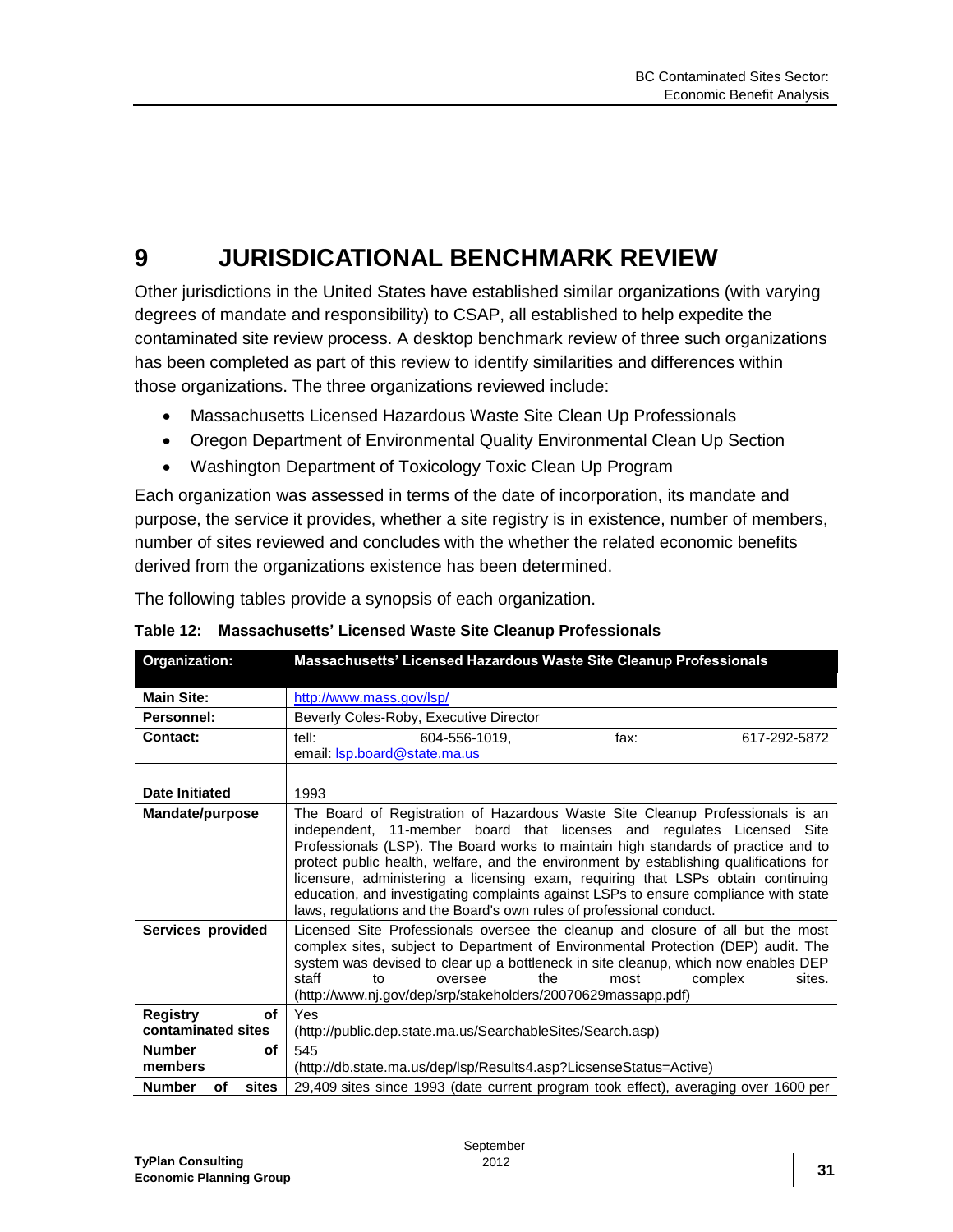# 9 JURISDICTIONAL BENCHMARK REVIEW

Other jurisdictions in the United States have established similar organizations (with varying degrees of mandate and responsibility) to CSAP, all established to help expedite the contaminated site review process. A desktop benchmark review of three such organizations has been completed as part of this review to identify similarities and differences within those organizations. The three organizations reviewed include:

- Massachusetts Licensed Hazardous Waste Site Clean Up Professionals
- Oregon Department of Environmental Quality Environmental Clean Up Section
- Washington Department of Toxicology Toxic Clean Up Program

Each organization was assessed in terms of the date of incorporation, its mandate and purpose, the service it provides, whether a site registry is in existence, number of members, number of sites reviewed and concludes with the whether the related economic benefits derived from the organizations existence has been determined.

The following tables provide a synopsis of each organization.

**Table 12: Massachusetts' Licensed Waste Site Cleanup Professionals**

| Organization: | Massachusetts' Licensed Hazardous Waste Site Cleanup Professionals |
|---|---|
| Main Site: | http://www.mass.gov/lsp/ |
| Personnel: | Beverly Coles-Roby, Executive Director |
| Contact: | tell: 604-556-1019, fax: 617-292-5872<br>email: lsp.board@state.ma.us |
| | |
| Date Initiated | 1993 |
| Mandate/purpose | The Board of Registration of Hazardous Waste Site Cleanup Professionals is an independent, 11-member board that licenses and regulates Licensed Site Professionals (LSP). The Board works to maintain high standards of practice and to protect public health, welfare, and the environment by establishing qualifications for licensure, administering a licensing exam, requiring that LSPs obtain continuing education, and investigating complaints against LSPs to ensure compliance with state laws, regulations and the Board's own rules of professional conduct. |
| Services provided | Licensed Site Professionals oversee the cleanup and closure of all but the most complex sites, subject to Department of Environmental Protection (DEP) audit. The system was devised to clear up a bottleneck in site cleanup, which now enables DEP staff to oversee the most complex sites. (http://www.nj.gov/dep/srp/stakeholders/20070629massapp.pdf) |
| Registry of contaminated sites | Yes<br>(http://public.dep.state.ma.us/SearchableSites/Search.asp) |
| Number of members | 545<br>(http://db.state.ma.us/dep/lsp/Results4.asp?LicsenseStatus=Active) |
| Number of sites | 29,409 sites since 1993 (date current program took effect), averaging over 1600 per |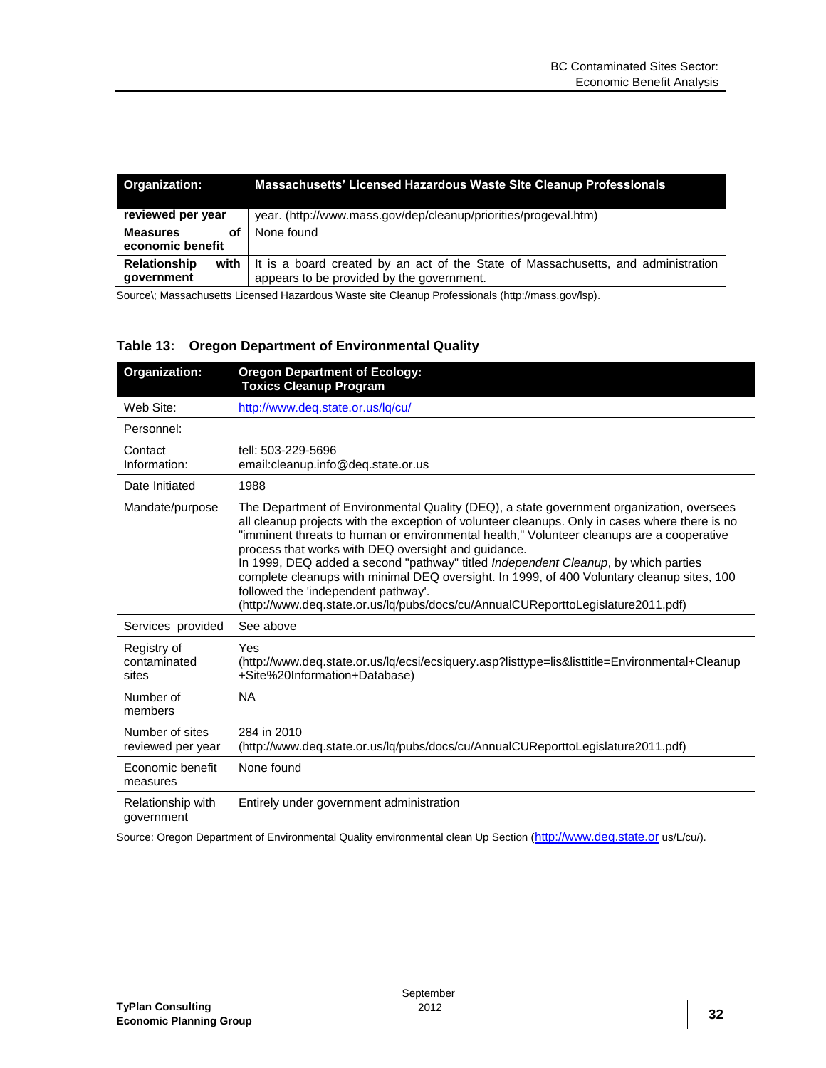| Organization: | Massachusetts' Licensed Hazardous Waste Site Cleanup Professionals |
|---|---|
| reviewed per year | year. (http://www.mass.gov/dep/cleanup/priorities/progeval.htm) |
| Measures of economic benefit | None found |
| Relationship with government | It is a board created by an act of the State of Massachusetts, and administration appears to be provided by the government. |

Source\; Massachusetts Licensed Hazardous Waste site Cleanup Professionals (http://mass.gov/lsp).

**Table 13: Oregon Department of Environmental Quality**

| Organization: | Oregon Department of Ecology: Toxics Cleanup Program |
|---|---|
| Web Site: | http://www.deq.state.or.us/lq/cu/ |
| Personnel: | |
| Contact Information: | tell: 503-229-5696<br>email:cleanup.info@deq.state.or.us |
| Date Initiated | 1988 |
| Mandate/purpose | The Department of Environmental Quality (DEQ), a state government organization, oversees all cleanup projects with the exception of volunteer cleanups. Only in cases where there is no "imminent threats to human or environmental health," Volunteer cleanups are a cooperative process that works with DEQ oversight and guidance.<br>In 1999, DEQ added a second "pathway" titled *Independent Cleanup*, by which parties complete cleanups with minimal DEQ oversight. In 1999, of 400 Voluntary cleanup sites, 100 followed the 'independent pathway'.<br>(http://www.deq.state.or.us/lq/pubs/docs/cu/AnnualCUReporttoLegislature2011.pdf) |
| Services provided | See above |
| Registry of contaminated sites | Yes<br>(http://www.deq.state.or.us/lq/ecsi/ecsiquery.asp?listtype=lis&listtitle=Environmental+Cleanup+Site%20Information+Database) |
| Number of members | NA |
| Number of sites reviewed per year | 284 in 2010<br>(http://www.deq.state.or.us/lq/pubs/docs/cu/AnnualCUReporttoLegislature2011.pdf) |
| Economic benefit measures | None found |
| Relationship with government | Entirely under government administration |

Source: Oregon Department of Environmental Quality environmental clean Up Section (http://www.deq.state.or us/L/cu/).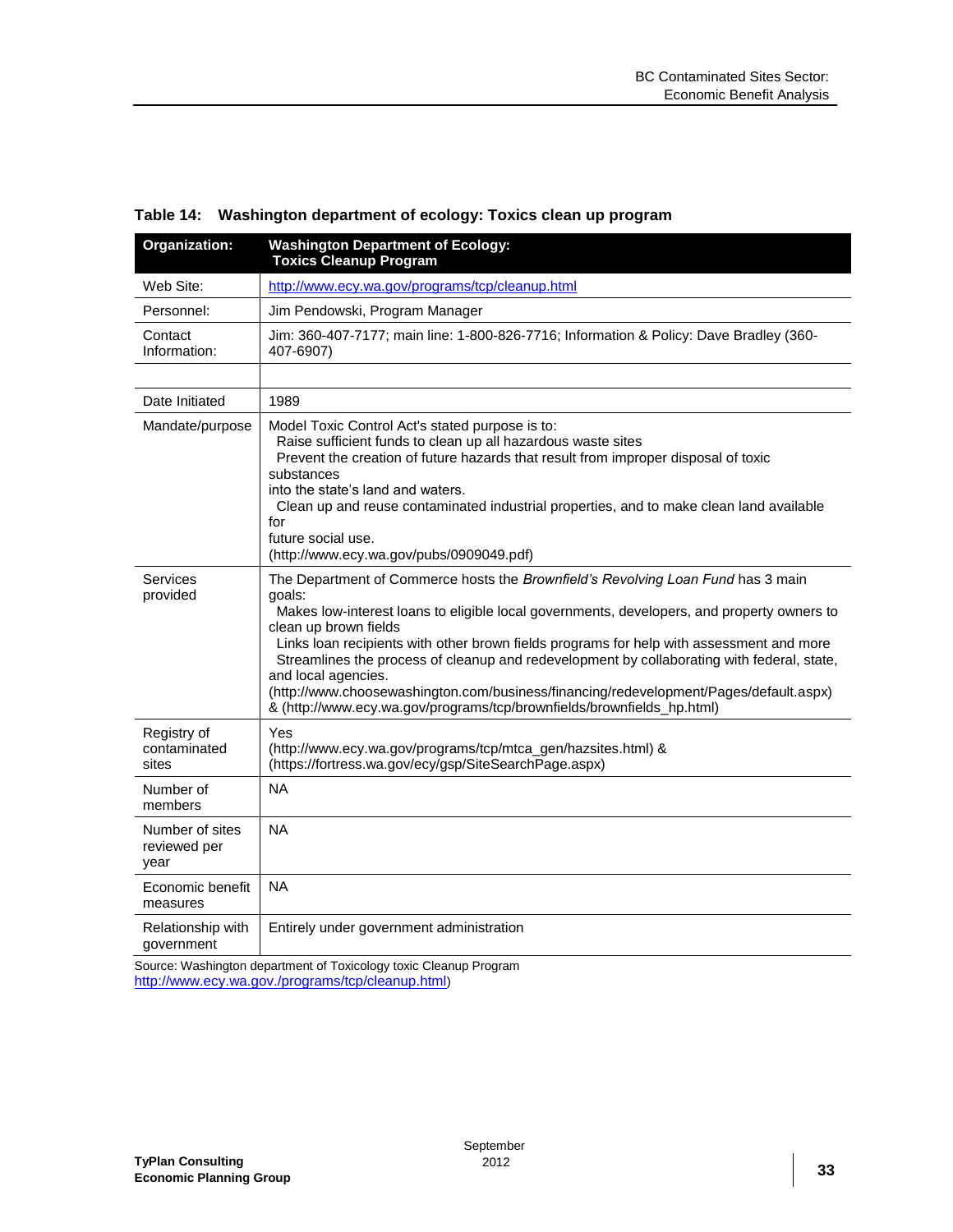**Table 14: Washington department of ecology: Toxics clean up program**

| Organization: | Washington Department of Ecology: Toxics Cleanup Program |
|---|---|
| Web Site: | http://www.ecy.wa.gov/programs/tcp/cleanup.html |
| Personnel: | Jim Pendowski, Program Manager |
| Contact Information: | Jim: 360-407-7177; main line: 1-800-826-7716; Information & Policy: Dave Bradley (360-407-6907) |
| | |
| Date Initiated | 1989 |
| Mandate/purpose | Model Toxic Control Act's stated purpose is to:<br>Raise sufficient funds to clean up all hazardous waste sites<br>Prevent the creation of future hazards that result from improper disposal of toxic substances<br>into the state's land and waters.<br>Clean up and reuse contaminated industrial properties, and to make clean land available for<br>future social use.<br>(http://www.ecy.wa.gov/pubs/0909049.pdf) |
| Services provided | The Department of Commerce hosts the *Brownfield's Revolving Loan Fund* has 3 main goals:<br>Makes low-interest loans to eligible local governments, developers, and property owners to clean up brown fields<br>Links loan recipients with other brown fields programs for help with assessment and more<br>Streamlines the process of cleanup and redevelopment by collaborating with federal, state, and local agencies.<br>(http://www.choosewashington.com/business/financing/redevelopment/Pages/default.aspx) & (http://www.ecy.wa.gov/programs/tcp/brownfields/brownfields_hp.html) |
| Registry of contaminated sites | Yes<br>(http://www.ecy.wa.gov/programs/tcp/mtca_gen/hazsites.html) &<br>(https://fortress.wa.gov/ecy/gsp/SiteSearchPage.aspx) |
| Number of members | NA |
| Number of sites reviewed per year | NA |
| Economic benefit measures | NA |
| Relationship with government | Entirely under government administration |

Source: Washington department of Toxicology toxic Cleanup Program
http://www.ecy.wa.gov./programs/tcp/cleanup.html)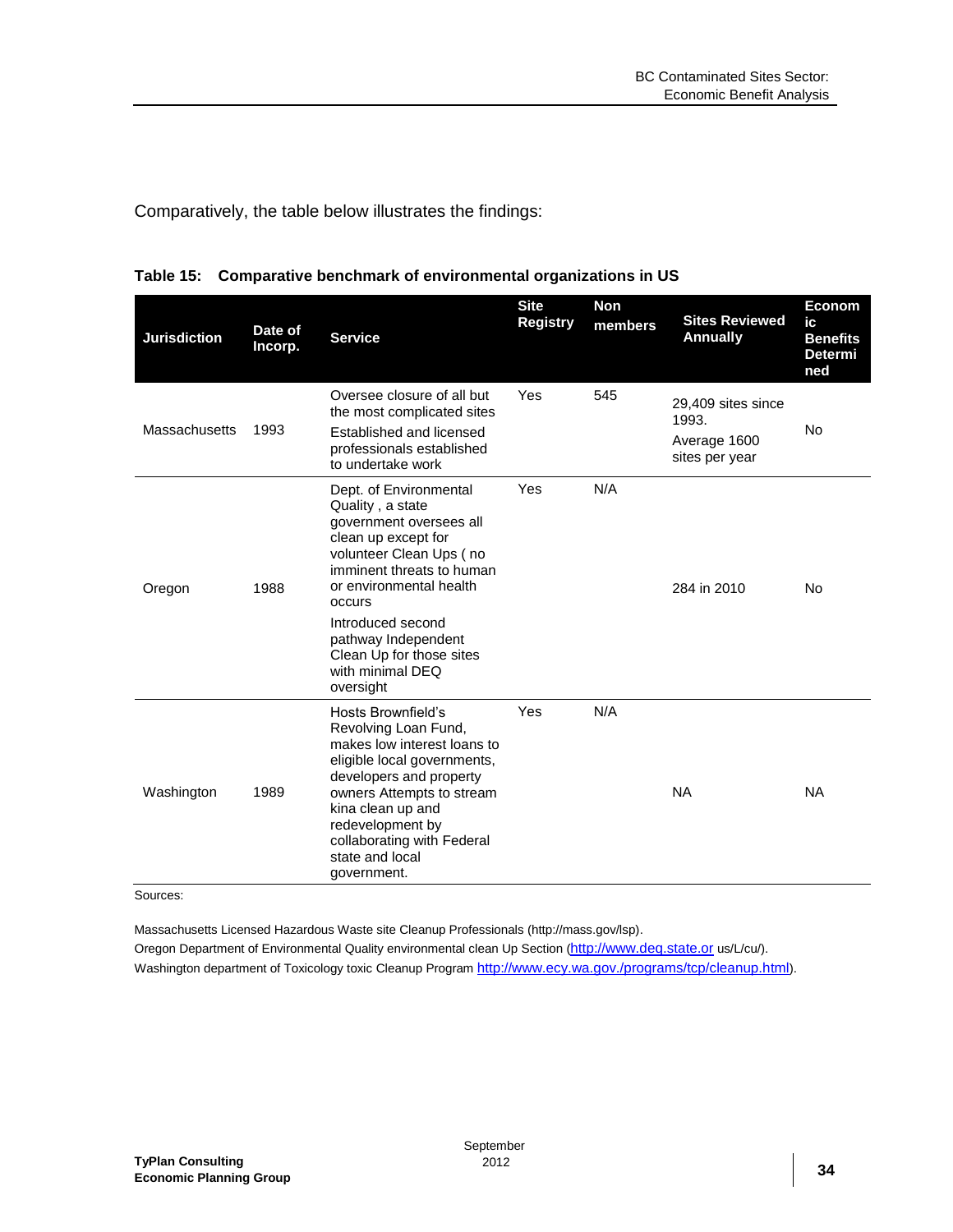Comparatively, the table below illustrates the findings:

**Table 15: Comparative benchmark of environmental organizations in US**

| Jurisdiction | Date of Incorp. | Service | Site Registry | Non members | Sites Reviewed Annually | Economic Benefits Determined |
|---|---|---|---|---|---|---|
| Massachusetts | 1993 | Oversee closure of all but the most complicated sites<br>Established and licensed professionals established to undertake work | Yes | 545 | 29,409 sites since 1993.<br>Average 1600 sites per year | No |
| Oregon | 1988 | Dept. of Environmental Quality , a state government oversees all clean up except for volunteer Clean Ups ( no imminent threats to human or environmental health occurs<br>Introduced second pathway Independent Clean Up for those sites with minimal DEQ oversight | Yes | N/A | 284 in 2010 | No |
| Washington | 1989 | Hosts Brownfield's Revolving Loan Fund, makes low interest loans to eligible local governments, developers and property owners Attempts to stream kina clean up and redevelopment by collaborating with Federal state and local government. | Yes | N/A | NA | NA |

Sources:

Massachusetts Licensed Hazardous Waste site Cleanup Professionals (http://mass.gov/lsp).
Oregon Department of Environmental Quality environmental clean Up Section (http://www.deq.state.or us/L/cu/).
Washington department of Toxicology toxic Cleanup Program http://www.ecy.wa.gov./programs/tcp/cleanup.html).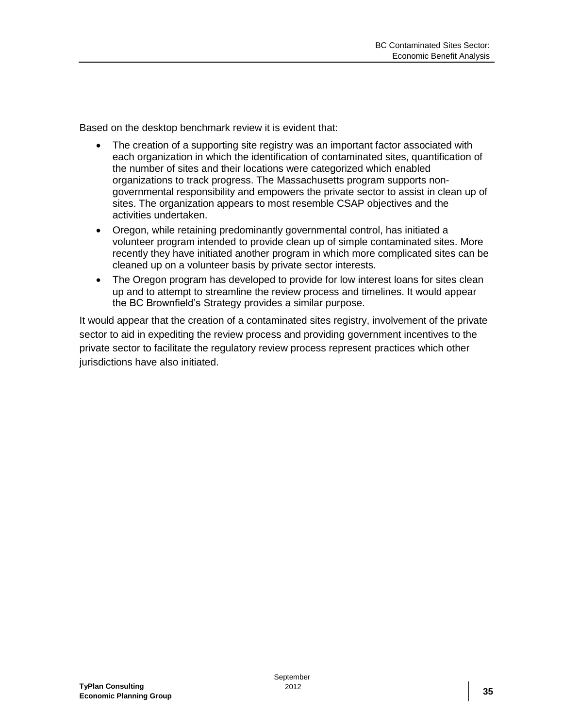Based on the desktop benchmark review it is evident that:

- The creation of a supporting site registry was an important factor associated with each organization in which the identification of contaminated sites, quantification of the number of sites and their locations were categorized which enabled organizations to track progress. The Massachusetts program supports non-governmental responsibility and empowers the private sector to assist in clean up of sites. The organization appears to most resemble CSAP objectives and the activities undertaken.
- Oregon, while retaining predominantly governmental control, has initiated a volunteer program intended to provide clean up of simple contaminated sites. More recently they have initiated another program in which more complicated sites can be cleaned up on a volunteer basis by private sector interests.
- The Oregon program has developed to provide for low interest loans for sites clean up and to attempt to streamline the review process and timelines. It would appear the BC Brownfield's Strategy provides a similar purpose.

It would appear that the creation of a contaminated sites registry, involvement of the private sector to aid in expediting the review process and providing government incentives to the private sector to facilitate the regulatory review process represent practices which other jurisdictions have also initiated.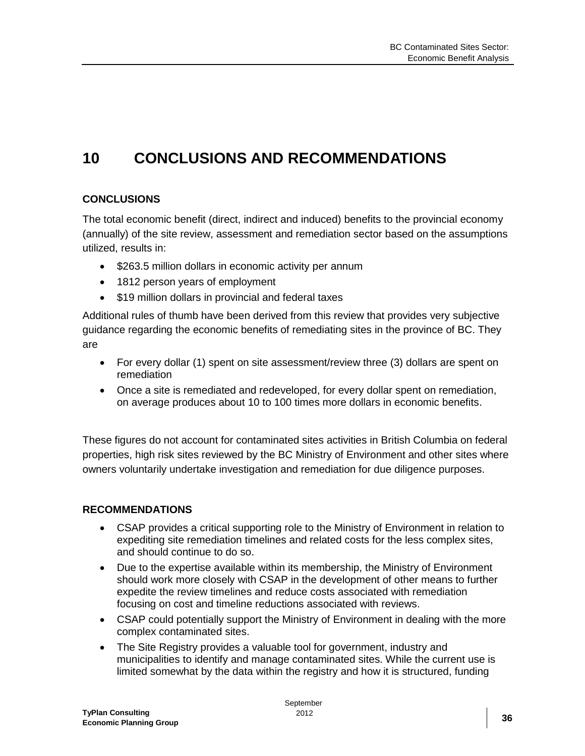# 10 CONCLUSIONS AND RECOMMENDATIONS

**CONCLUSIONS**

The total economic benefit (direct, indirect and induced) benefits to the provincial economy (annually) of the site review, assessment and remediation sector based on the assumptions utilized, results in:

- $263.5 million dollars in economic activity per annum
- 1812 person years of employment
- $19 million dollars in provincial and federal taxes

Additional rules of thumb have been derived from this review that provides very subjective guidance regarding the economic benefits of remediating sites in the province of BC. They are

- For every dollar (1) spent on site assessment/review three (3) dollars are spent on remediation
- Once a site is remediated and redeveloped, for every dollar spent on remediation, on average produces about 10 to 100 times more dollars in economic benefits.

These figures do not account for contaminated sites activities in British Columbia on federal properties, high risk sites reviewed by the BC Ministry of Environment and other sites where owners voluntarily undertake investigation and remediation for due diligence purposes.

**RECOMMENDATIONS**

- CSAP provides a critical supporting role to the Ministry of Environment in relation to expediting site remediation timelines and related costs for the less complex sites, and should continue to do so.
- Due to the expertise available within its membership, the Ministry of Environment should work more closely with CSAP in the development of other means to further expedite the review timelines and reduce costs associated with remediation focusing on cost and timeline reductions associated with reviews.
- CSAP could potentially support the Ministry of Environment in dealing with the more complex contaminated sites.
- The Site Registry provides a valuable tool for government, industry and municipalities to identify and manage contaminated sites. While the current use is limited somewhat by the data within the registry and how it is structured, funding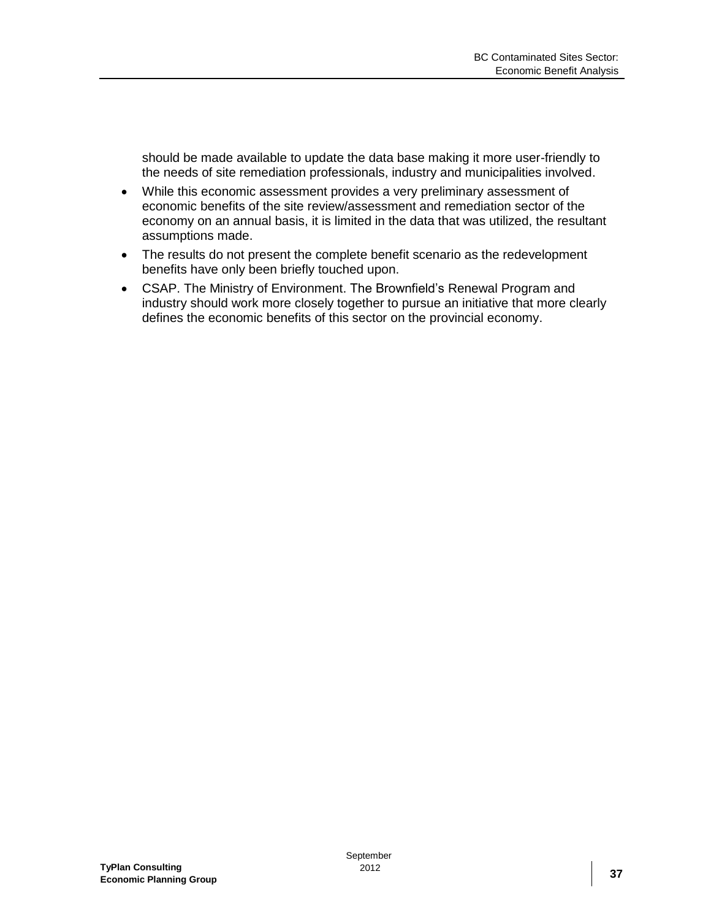should be made available to update the data base making it more user-friendly to the needs of site remediation professionals, industry and municipalities involved.

- While this economic assessment provides a very preliminary assessment of economic benefits of the site review/assessment and remediation sector of the economy on an annual basis, it is limited in the data that was utilized, the resultant assumptions made.
- The results do not present the complete benefit scenario as the redevelopment benefits have only been briefly touched upon.
- CSAP. The Ministry of Environment. The Brownfield's Renewal Program and industry should work more closely together to pursue an initiative that more clearly defines the economic benefits of this sector on the provincial economy.